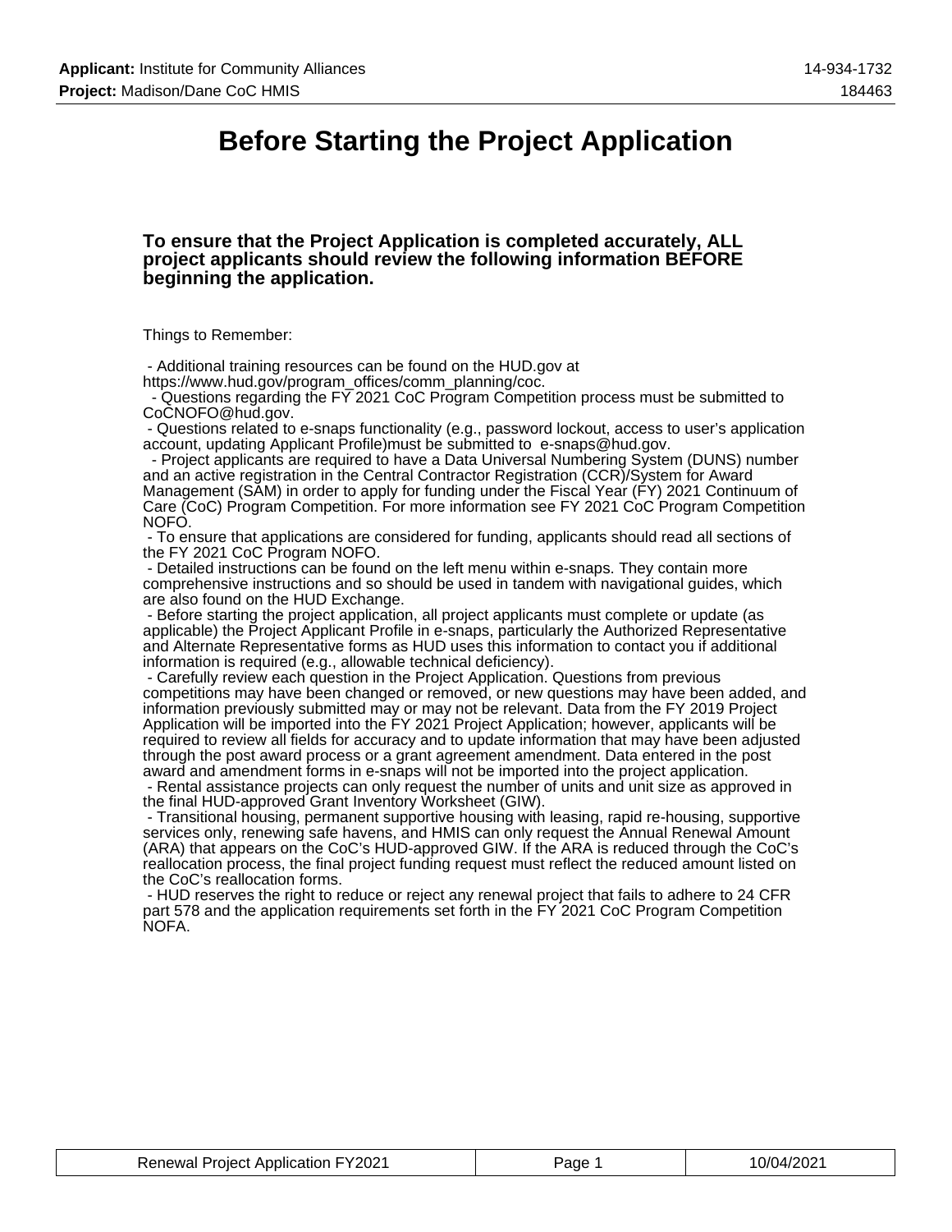# Before Starting the Project Application

### To ensure that the Project Application is completed accurately, ALL project applicants should review the following information BEFORE beginning the application.

Things to Remember:

- Additional training resources can be found on the HUD.gov at https://www.hud.gov/program_offices/comm_planning/coc.
- Questions regarding the FY 2021 CoC Program Competition process must be submitted to CoCNOFO@hud.gov.
- Questions related to e-snaps functionality (e.g., password lockout, access to user's application account, updating Applicant Profile)must be submitted to e-snaps@hud.gov.
- Project applicants are required to have a Data Universal Numbering System (DUNS) number and an active registration in the Central Contractor Registration (CCR)/System for Award Management (SAM) in order to apply for funding under the Fiscal Year (FY) 2021 Continuum of Care (CoC) Program Competition. For more information see FY 2021 CoC Program Competition NOFO.
- To ensure that applications are considered for funding, applicants should read all sections of the FY 2021 CoC Program NOFO.
- Detailed instructions can be found on the left menu within e-snaps. They contain more comprehensive instructions and so should be used in tandem with navigational guides, which are also found on the HUD Exchange.
- Before starting the project application, all project applicants must complete or update (as applicable) the Project Applicant Profile in e-snaps, particularly the Authorized Representative and Alternate Representative forms as HUD uses this information to contact you if additional information is required (e.g., allowable technical deficiency).
- Carefully review each question in the Project Application. Questions from previous competitions may have been changed or removed, or new questions may have been added, and information previously submitted may or may not be relevant. Data from the FY 2019 Project Application will be imported into the FY 2021 Project Application; however, applicants will be required to review all fields for accuracy and to update information that may have been adjusted through the post award process or a grant agreement amendment. Data entered in the post award and amendment forms in e-snaps will not be imported into the project application.
- Rental assistance projects can only request the number of units and unit size as approved in the final HUD-approved Grant Inventory Worksheet (GIW).
- Transitional housing, permanent supportive housing with leasing, rapid re-housing, supportive services only, renewing safe havens, and HMIS can only request the Annual Renewal Amount (ARA) that appears on the CoC's HUD-approved GIW. If the ARA is reduced through the CoC's reallocation process, the final project funding request must reflect the reduced amount listed on the CoC's reallocation forms.
- HUD reserves the right to reduce or reject any renewal project that fails to adhere to 24 CFR part 578 and the application requirements set forth in the FY 2021 CoC Program Competition NOFA.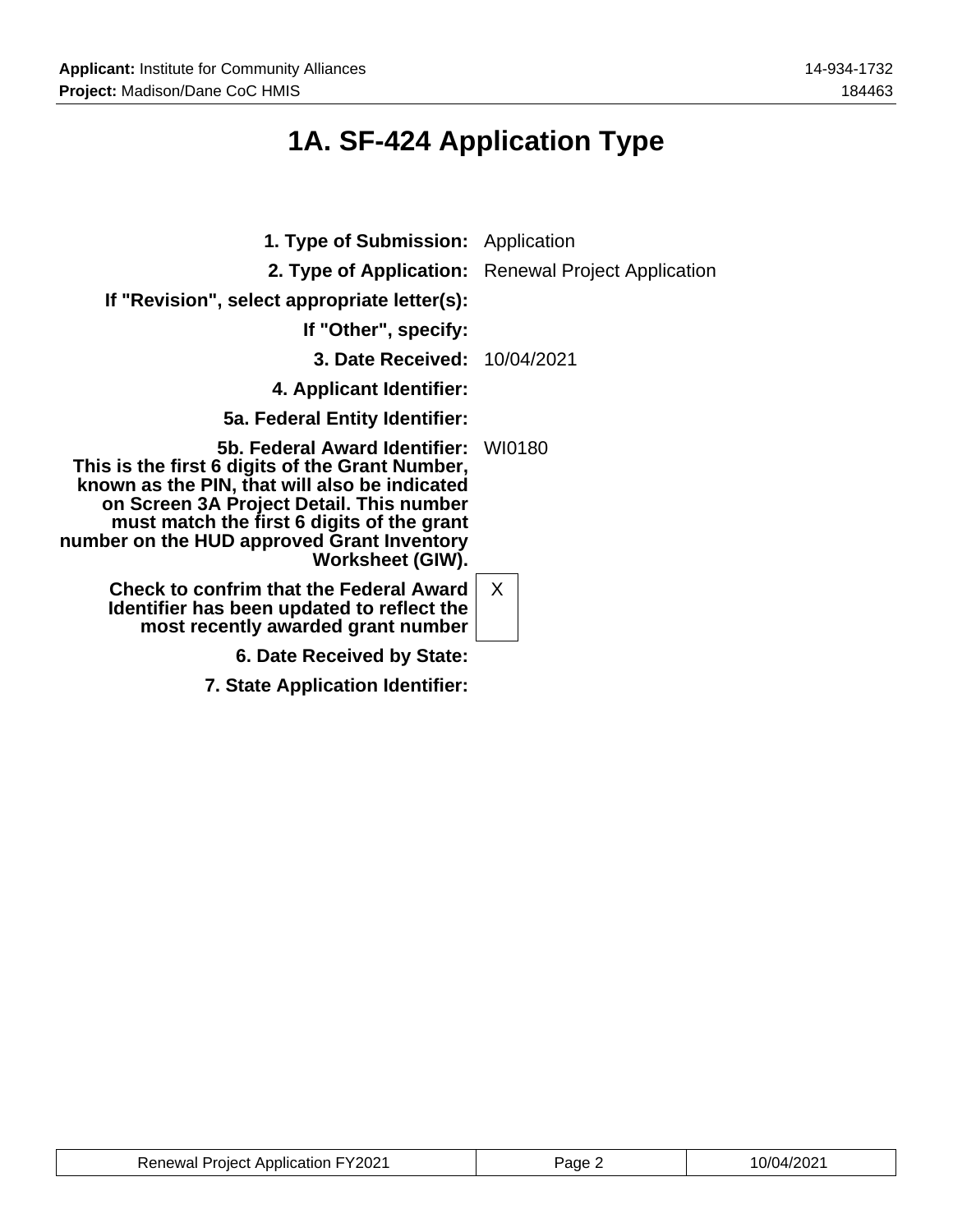# 1A. SF-424 Application Type

| | |
|---|---|
| **1. Type of Submission:** | Application |
| **2. Type of Application:** | Renewal Project Application |
| **If "Revision", select appropriate letter(s):** | |
| **If "Other", specify:** | |
| **3. Date Received:** | 10/04/2021 |
| **4. Applicant Identifier:** | |
| **5a. Federal Entity Identifier:** | |
| **5b. Federal Award Identifier: This is the first 6 digits of the Grant Number, known as the PIN, that will also be indicated on Screen 3A Project Detail. This number must match the first 6 digits of the grant number on the HUD approved Grant Inventory Worksheet (GIW).** | WI0180 |
| **Check to confrim that the Federal Award Identifier has been updated to reflect the most recently awarded grant number** | X |
| **6. Date Received by State:** | |
| **7. State Application Identifier:** | |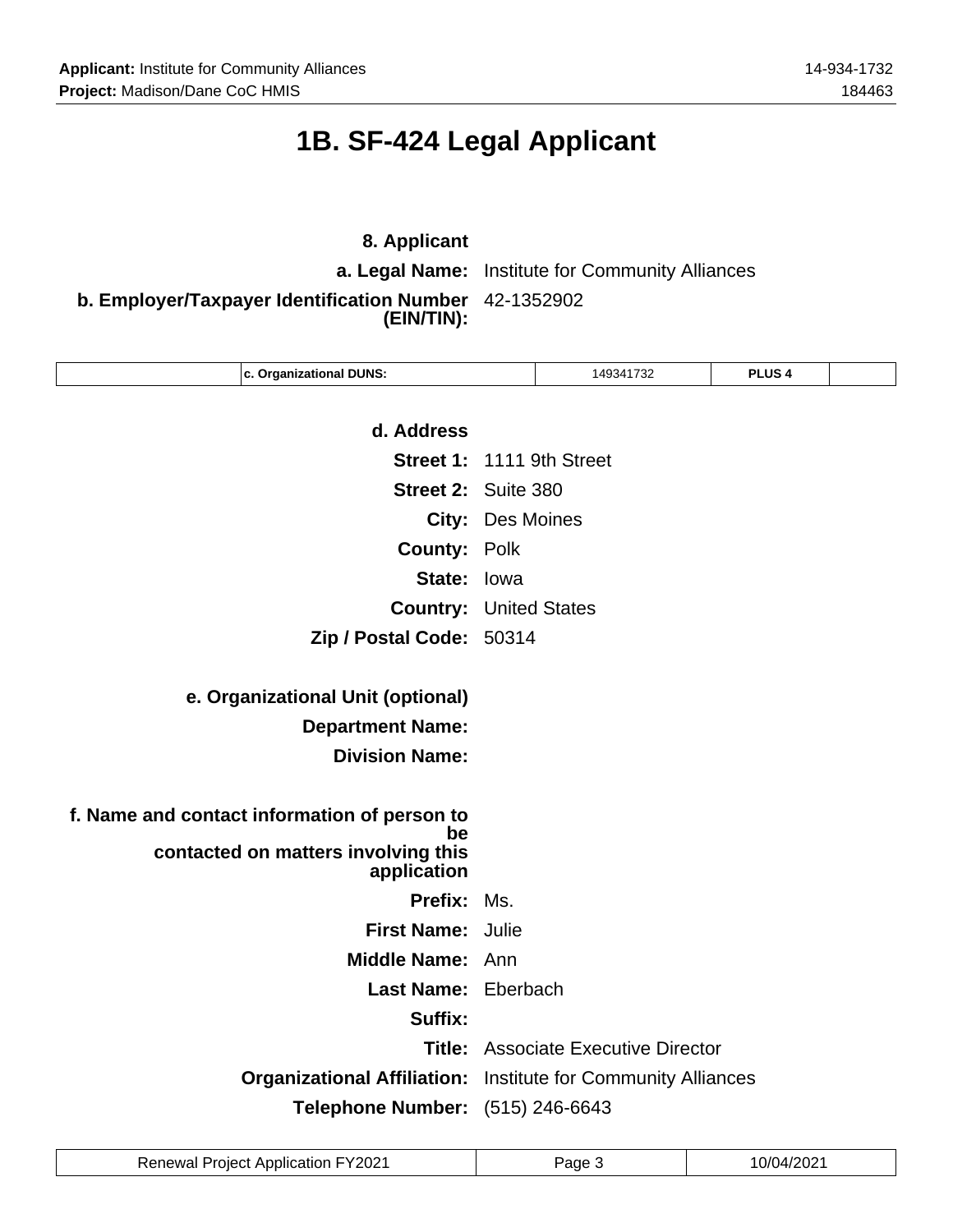# 1B. SF-424 Legal Applicant

**8. Applicant**

**a. Legal Name:** Institute for Community Alliances

**b. Employer/Taxpayer Identification Number (EIN/TIN):** 42-1352902

| | c. Organizational DUNS: | 149341732 | PLUS 4 | |
|---|---|---|---|---|

**d. Address**

**Street 1:** 1111 9th Street

**Street 2:** Suite 380

**City:** Des Moines

**County:** Polk

**State:** Iowa

**Country:** United States

**Zip / Postal Code:** 50314

**e. Organizational Unit (optional)**

**Department Name:**

**Division Name:**

**f. Name and contact information of person to be contacted on matters involving this application**

**Prefix:** Ms.

**First Name:** Julie

**Middle Name:** Ann

**Last Name:** Eberbach

**Suffix:**

**Title:** Associate Executive Director

**Organizational Affiliation:** Institute for Community Alliances

**Telephone Number:** (515) 246-6643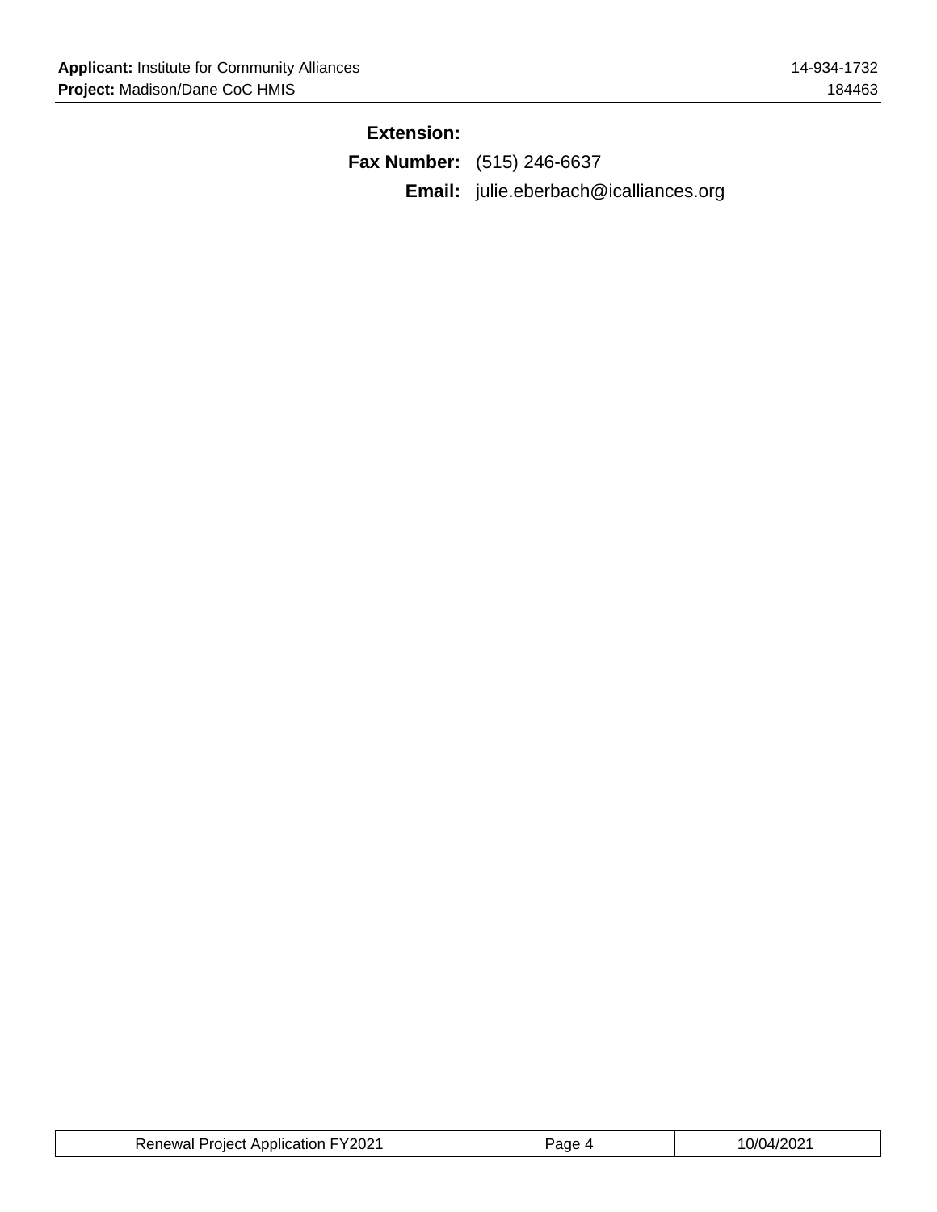**Extension:**

**Fax Number:** (515) 246-6637

**Email:** julie.eberbach@icalliances.org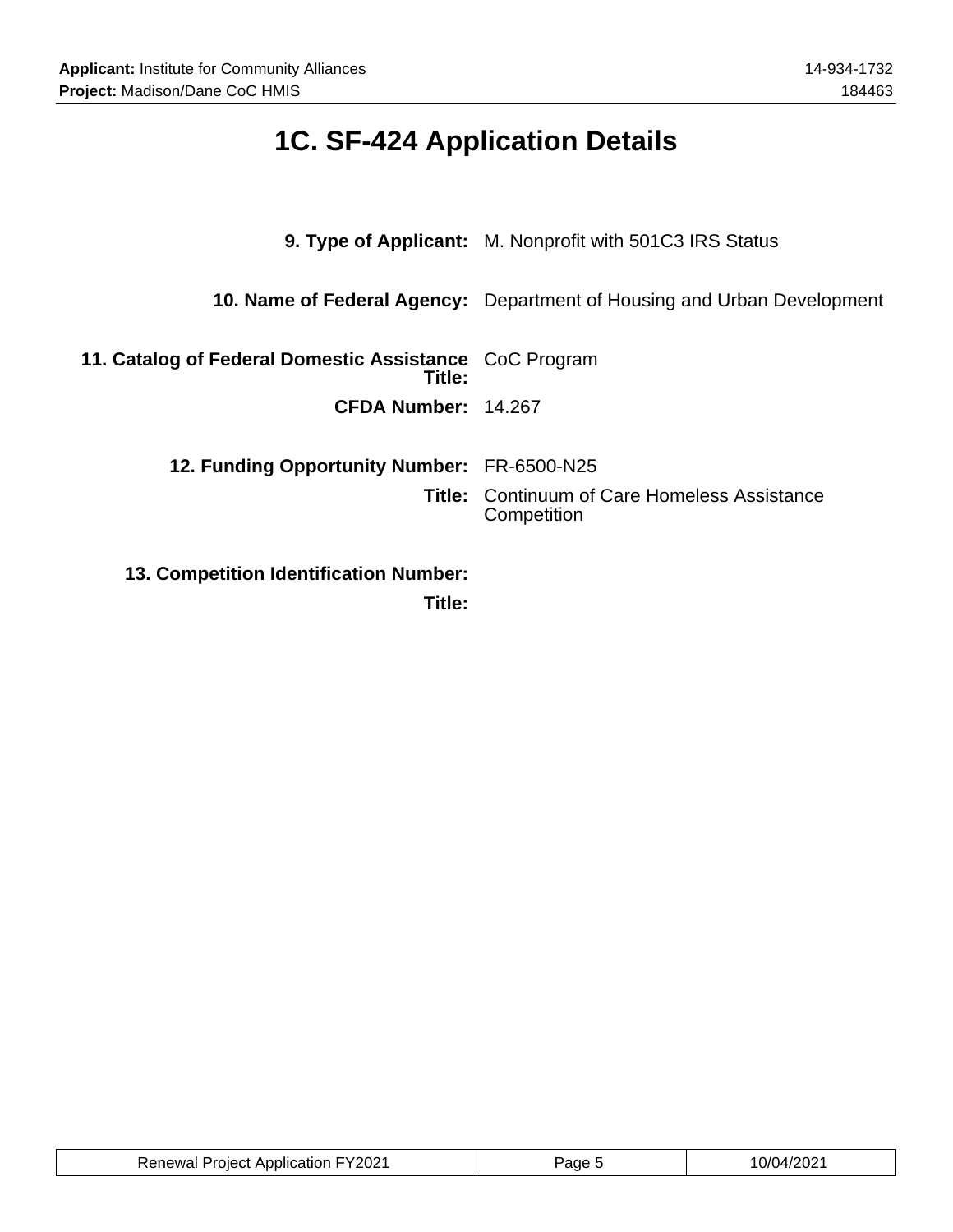# 1C. SF-424 Application Details

| | |
|---|---|
| **9. Type of Applicant:** | M. Nonprofit with 501C3 IRS Status |
| **10. Name of Federal Agency:** | Department of Housing and Urban Development |
| **11. Catalog of Federal Domestic Assistance Title:** | CoC Program |
| **CFDA Number:** | 14.267 |
| **12. Funding Opportunity Number:** | FR-6500-N25 |
| **Title:** | Continuum of Care Homeless Assistance Competition |
| **13. Competition Identification Number:** | |
| **Title:** | |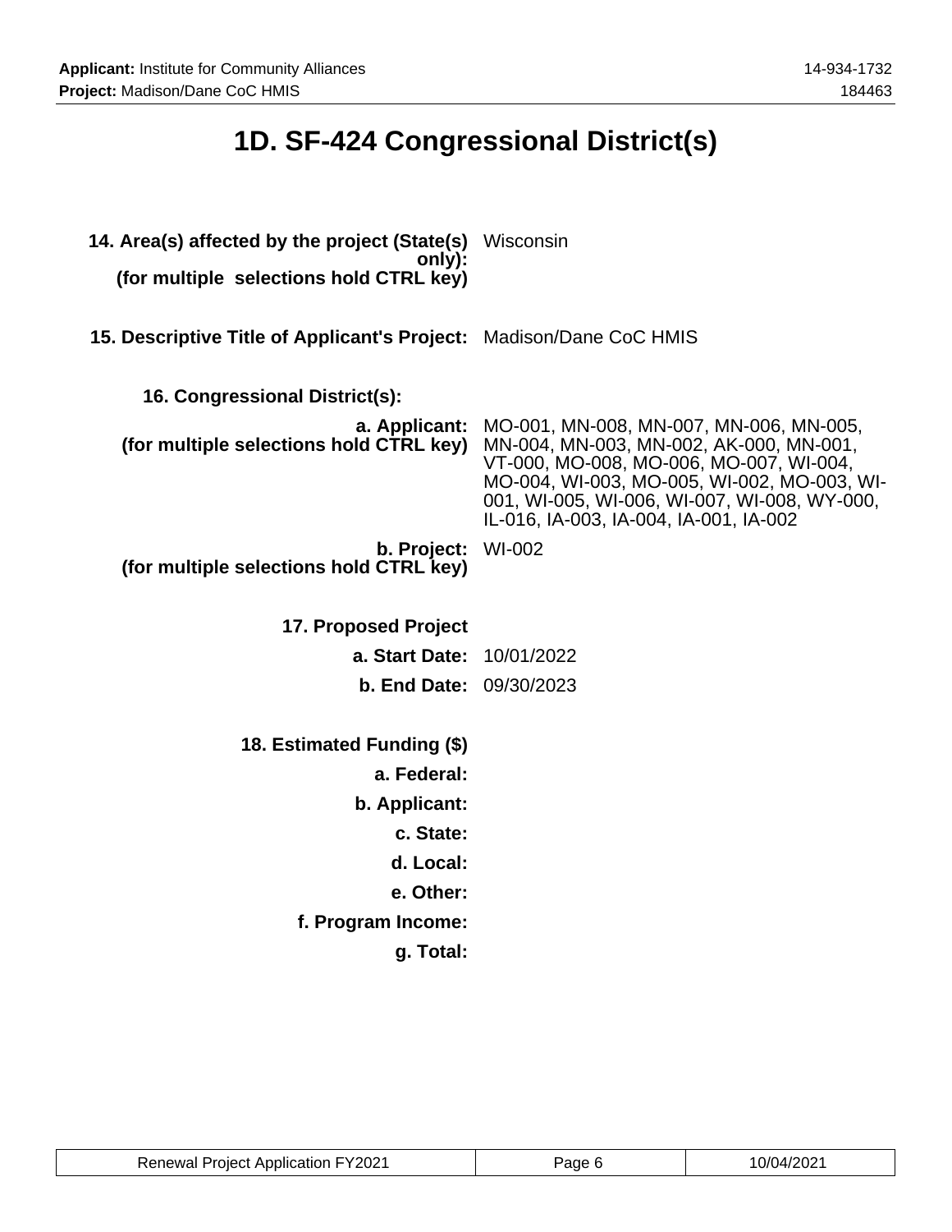# 1D. SF-424 Congressional District(s)

**14. Area(s) affected by the project (State(s) only):**
**(for multiple selections hold CTRL key)** Wisconsin

**15. Descriptive Title of Applicant's Project:** Madison/Dane CoC HMIS

**16. Congressional District(s):**

**a. Applicant:**
**(for multiple selections hold CTRL key)** MO-001, MN-008, MN-007, MN-006, MN-005, MN-004, MN-003, MN-002, AK-000, MN-001, VT-000, MO-008, MO-006, MO-007, WI-004, MO-004, WI-003, MO-005, WI-002, MO-003, WI-001, WI-005, WI-006, WI-007, WI-008, WY-000, IL-016, IA-003, IA-004, IA-001, IA-002

**b. Project:**
**(for multiple selections hold CTRL key)** WI-002

**17. Proposed Project**

**a. Start Date:** 10/01/2022

**b. End Date:** 09/30/2023

**18. Estimated Funding ($)**

**a. Federal:**

**b. Applicant:**

**c. State:**

**d. Local:**

**e. Other:**

**f. Program Income:**

**g. Total:**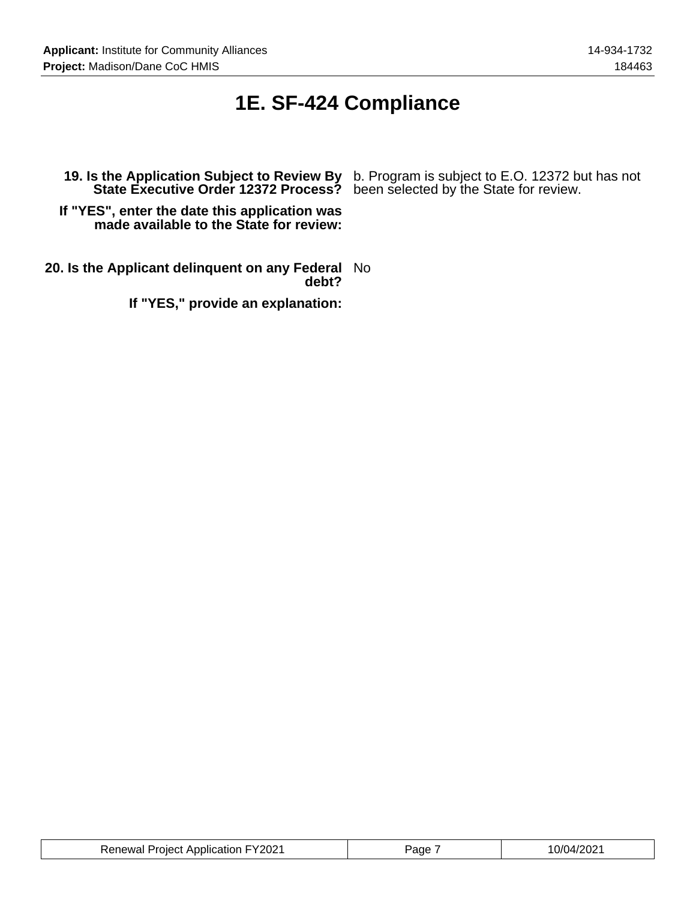# 1E. SF-424 Compliance

| | |
|---|---|
| **19. Is the Application Subject to Review By State Executive Order 12372 Process?** | b. Program is subject to E.O. 12372 but has not been selected by the State for review. |
| **If "YES", enter the date this application was made available to the State for review:** | |
| **20. Is the Applicant delinquent on any Federal debt?** | No |
| **If "YES," provide an explanation:** | |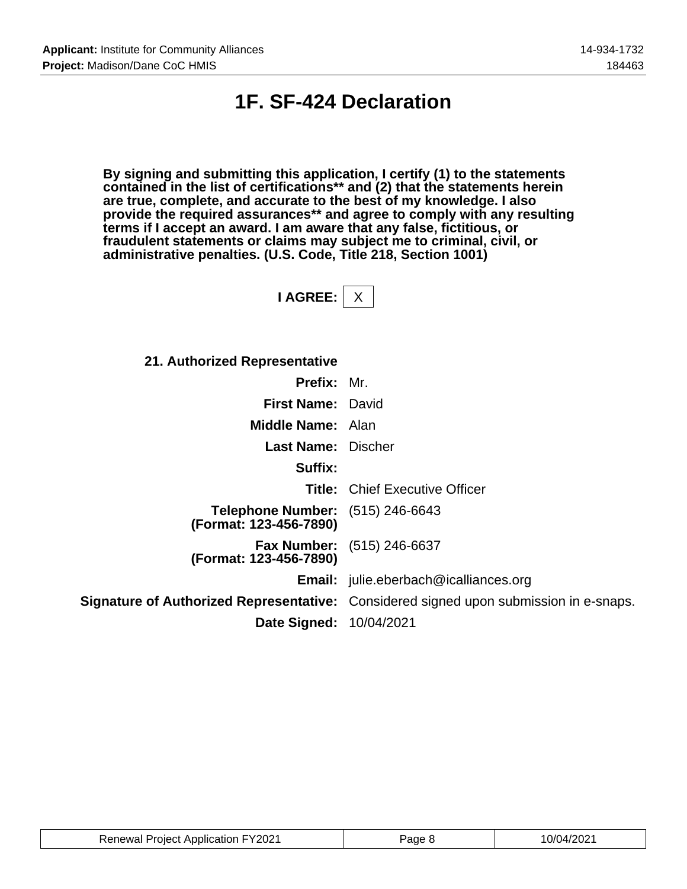# 1F. SF-424 Declaration

**By signing and submitting this application, I certify (1) to the statements contained in the list of certifications** and (2) that the statements herein are true, complete, and accurate to the best of my knowledge. I also provide the required assurances** and agree to comply with any resulting terms if I accept an award. I am aware that any false, fictitious, or fraudulent statements or claims may subject me to criminal, civil, or administrative penalties. (U.S. Code, Title 218, Section 1001)**

**I AGREE:** X

**21. Authorized Representative**

| | |
|---|---|
| **Prefix:** | Mr. |
| **First Name:** | David |
| **Middle Name:** | Alan |
| **Last Name:** | Discher |
| **Suffix:** | |
| **Title:** | Chief Executive Officer |
| **Telephone Number: (Format: 123-456-7890)** | (515) 246-6643 |
| **Fax Number: (Format: 123-456-7890)** | (515) 246-6637 |
| **Email:** | julie.eberbach@icalliances.org |
| **Signature of Authorized Representative:** | Considered signed upon submission in e-snaps. |
| **Date Signed:** | 10/04/2021 |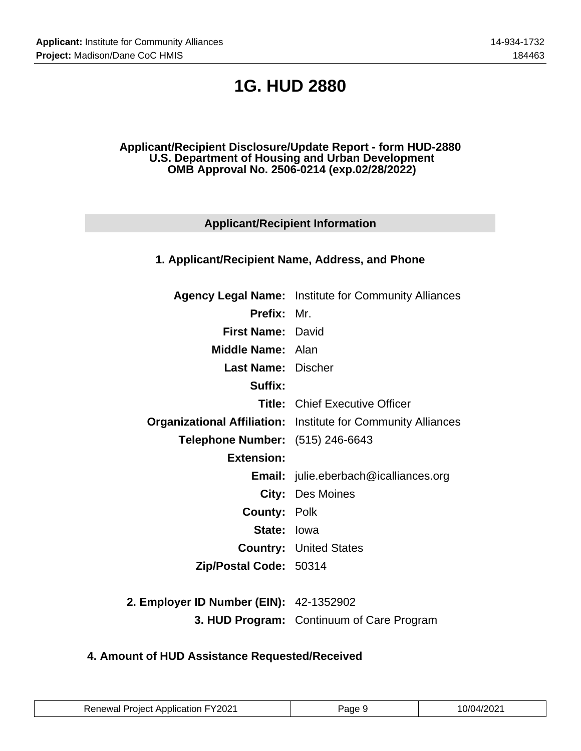# 1G. HUD 2880

**Applicant/Recipient Disclosure/Update Report - form HUD-2880**
**U.S. Department of Housing and Urban Development**
**OMB Approval No. 2506-0214 (exp.02/28/2022)**

## Applicant/Recipient Information

### 1. Applicant/Recipient Name, Address, and Phone

| | |
|---|---|
| **Agency Legal Name:** | Institute for Community Alliances |
| **Prefix:** | Mr. |
| **First Name:** | David |
| **Middle Name:** | Alan |
| **Last Name:** | Discher |
| **Suffix:** | |
| **Title:** | Chief Executive Officer |
| **Organizational Affiliation:** | Institute for Community Alliances |
| **Telephone Number:** | (515) 246-6643 |
| **Extension:** | |
| **Email:** | julie.eberbach@icalliances.org |
| **City:** | Des Moines |
| **County:** | Polk |
| **State:** | Iowa |
| **Country:** | United States |
| **Zip/Postal Code:** | 50314 |

| | |
|---|---|
| **2. Employer ID Number (EIN):** | 42-1352902 |
| **3. HUD Program:** | Continuum of Care Program |

### 4. Amount of HUD Assistance Requested/Received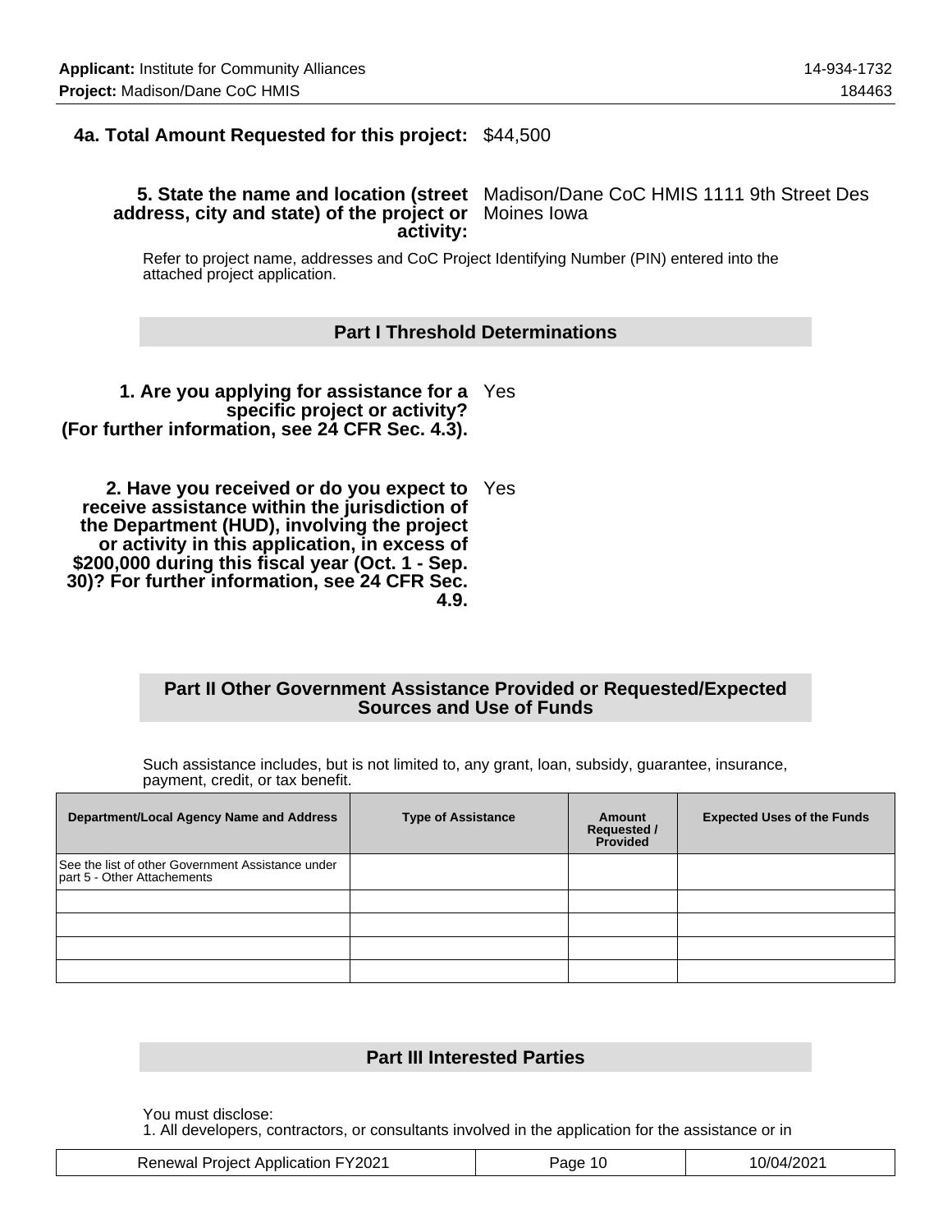**4a. Total Amount Requested for this project:** $44,500

**5. State the name and location (street address, city and state) of the project or activity:** Madison/Dane CoC HMIS 1111 9th Street Des Moines Iowa

Refer to project name, addresses and CoC Project Identifying Number (PIN) entered into the attached project application.

## Part I Threshold Determinations

**1. Are you applying for assistance for a specific project or activity? (For further information, see 24 CFR Sec. 4.3).** Yes

**2. Have you received or do you expect to receive assistance within the jurisdiction of the Department (HUD), involving the project or activity in this application, in excess of $200,000 during this fiscal year (Oct. 1 - Sep. 30)? For further information, see 24 CFR Sec. 4.9.** Yes

## Part II Other Government Assistance Provided or Requested/Expected Sources and Use of Funds

Such assistance includes, but is not limited to, any grant, loan, subsidy, guarantee, insurance, payment, credit, or tax benefit.

| Department/Local Agency Name and Address | Type of Assistance | Amount Requested / Provided | Expected Uses of the Funds |
|---|---|---|---|
| See the list of other Government Assistance under part 5 - Other Attachements | | | |
| | | | |
| | | | |
| | | | |
| | | | |

## Part III Interested Parties

You must disclose:
1. All developers, contractors, or consultants involved in the application for the assistance or in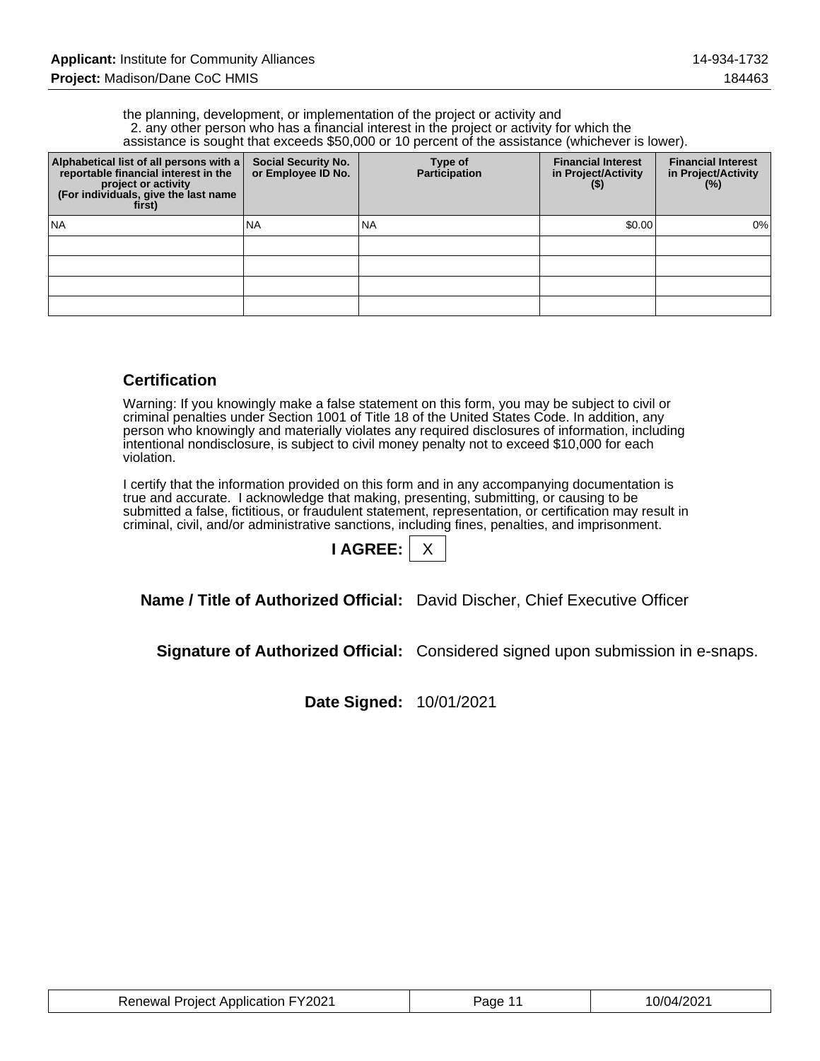the planning, development, or implementation of the project or activity and
2. any other person who has a financial interest in the project or activity for which the assistance is sought that exceeds $50,000 or 10 percent of the assistance (whichever is lower).

| Alphabetical list of all persons with a reportable financial interest in the project or activity (For individuals, give the last name first) | Social Security No. or Employee ID No. | Type of Participation | Financial Interest in Project/Activity ($) | Financial Interest in Project/Activity (%) |
|---|---|---|---|---|
| NA | NA | NA | $0.00 | 0% |
| | | | | |
| | | | | |
| | | | | |
| | | | | |

## Certification

Warning: If you knowingly make a false statement on this form, you may be subject to civil or criminal penalties under Section 1001 of Title 18 of the United States Code. In addition, any person who knowingly and materially violates any required disclosures of information, including intentional nondisclosure, is subject to civil money penalty not to exceed $10,000 for each violation.

I certify that the information provided on this form and in any accompanying documentation is true and accurate. I acknowledge that making, presenting, submitting, or causing to be submitted a false, fictitious, or fraudulent statement, representation, or certification may result in criminal, civil, and/or administrative sanctions, including fines, penalties, and imprisonment.

**I AGREE:** X

**Name / Title of Authorized Official:** David Discher, Chief Executive Officer

**Signature of Authorized Official:** Considered signed upon submission in e-snaps.

**Date Signed:** 10/01/2021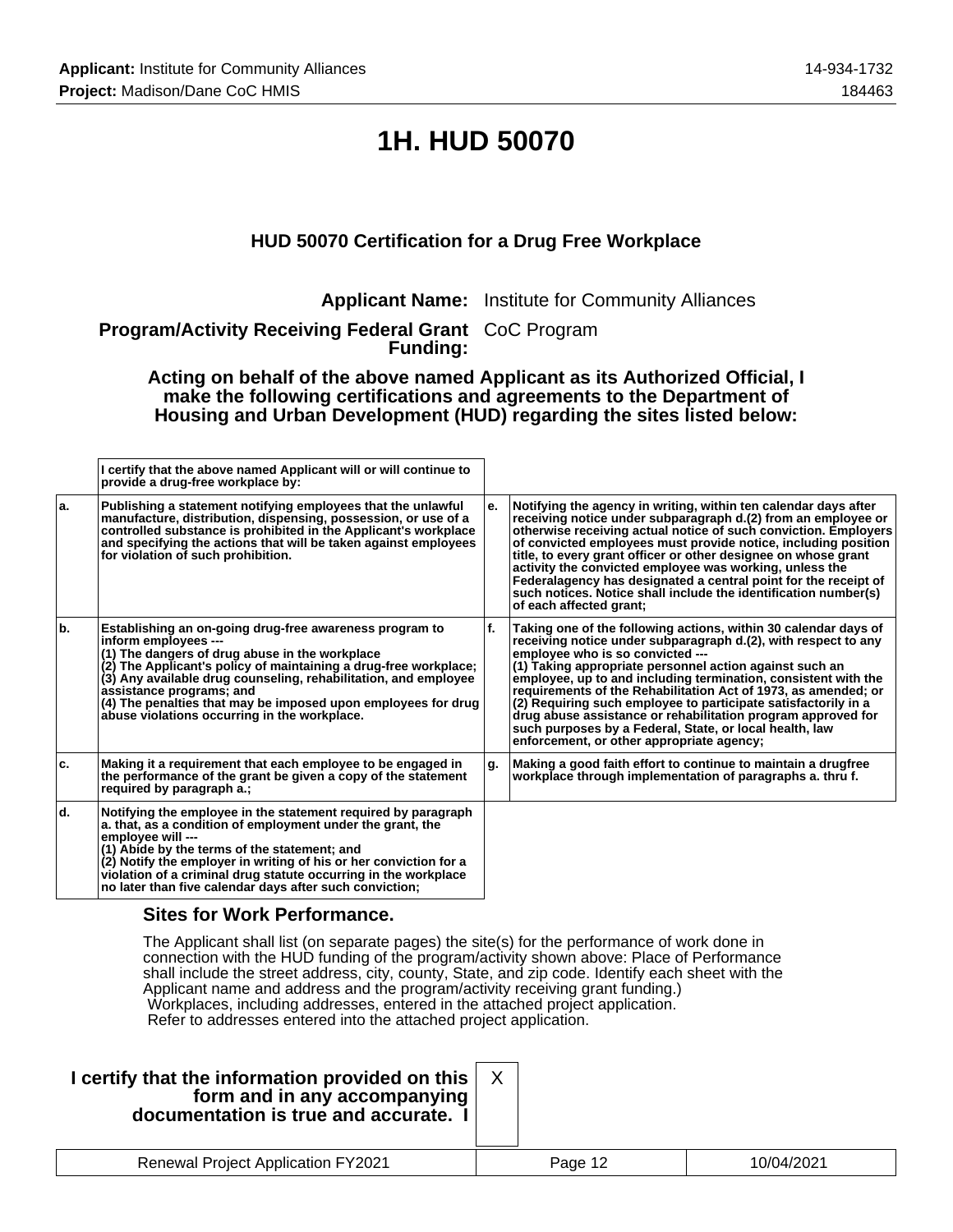# 1H. HUD 50070

### HUD 50070 Certification for a Drug Free Workplace

**Applicant Name:** Institute for Community Alliances

**Program/Activity Receiving Federal Grant Funding:** CoC Program

**Acting on behalf of the above named Applicant as its Authorized Official, I make the following certifications and agreements to the Department of Housing and Urban Development (HUD) regarding the sites listed below:**

| | I certify that the above named Applicant will or will continue to provide a drug-free workplace by: | | |
|---|---|---|---|
| a. | Publishing a statement notifying employees that the unlawful manufacture, distribution, dispensing, possession, or use of a controlled substance is prohibited in the Applicant's workplace and specifying the actions that will be taken against employees for violation of such prohibition. | e. | Notifying the agency in writing, within ten calendar days after receiving notice under subparagraph d.(2) from an employee or otherwise receiving actual notice of such conviction. Employers of convicted employees must provide notice, including position title, to every grant officer or other designee on whose grant activity the convicted employee was working, unless the Federalagency has designated a central point for the receipt of such notices. Notice shall include the identification number(s) of each affected grant; |
| b. | Establishing an on-going drug-free awareness program to inform employees --- (1) The dangers of drug abuse in the workplace (2) The Applicant's policy of maintaining a drug-free workplace; (3) Any available drug counseling, rehabilitation, and employee assistance programs; and (4) The penalties that may be imposed upon employees for drug abuse violations occurring in the workplace. | f. | Taking one of the following actions, within 30 calendar days of receiving notice under subparagraph d.(2), with respect to any employee who is so convicted --- (1) Taking appropriate personnel action against such an employee, up to and including termination, consistent with the requirements of the Rehabilitation Act of 1973, as amended; or (2) Requiring such employee to participate satisfactorily in a drug abuse assistance or rehabilitation program approved for such purposes by a Federal, State, or local health, law enforcement, or other appropriate agency; |
| c. | Making it a requirement that each employee to be engaged in the performance of the grant be given a copy of the statement required by paragraph a.; | g. | Making a good faith effort to continue to maintain a drugfree workplace through implementation of paragraphs a. thru f. |
| d. | Notifying the employee in the statement required by paragraph a. that, as a condition of employment under the grant, the employee will --- (1) Abide by the terms of the statement; and (2) Notify the employer in writing of his or her conviction for a violation of a criminal drug statute occurring in the workplace no later than five calendar days after such conviction; | | |

### Sites for Work Performance.

The Applicant shall list (on separate pages) the site(s) for the performance of work done in connection with the HUD funding of the program/activity shown above: Place of Performance shall include the street address, city, county, State, and zip code. Identify each sheet with the Applicant name and address and the program/activity receiving grant funding.)
Workplaces, including addresses, entered in the attached project application.
Refer to addresses entered into the attached project application.

**I certify that the information provided on this form and in any accompanying documentation is true and accurate. I** X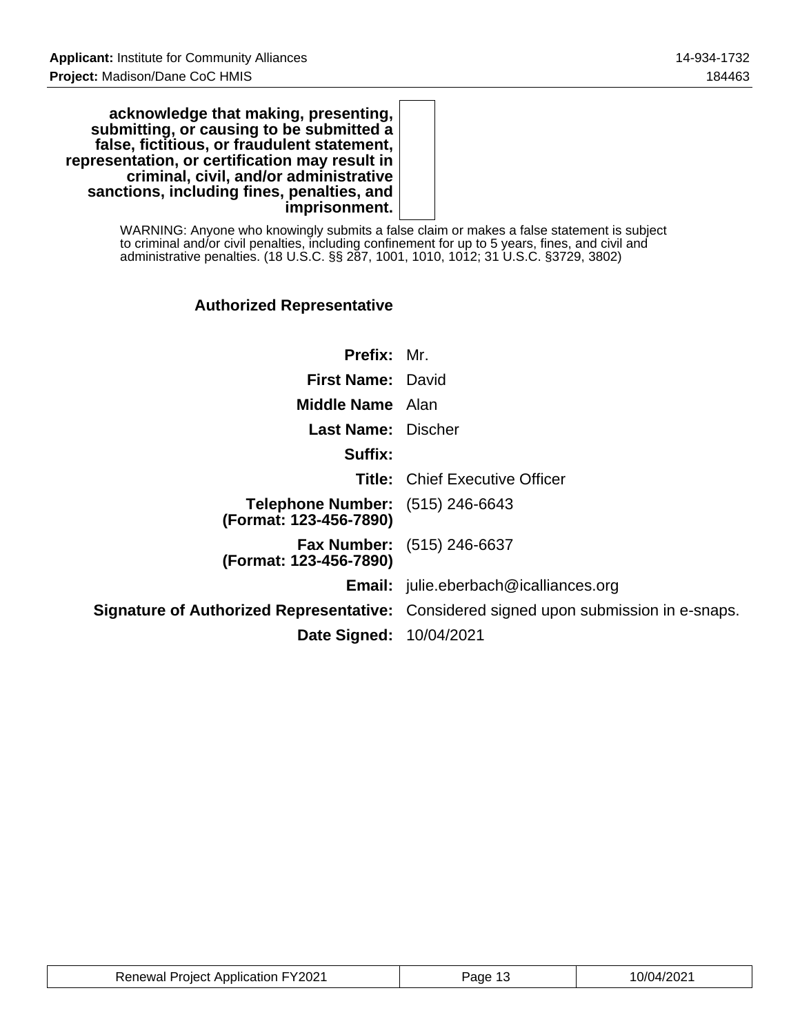**acknowledge that making, presenting, submitting, or causing to be submitted a false, fictitious, or fraudulent statement, representation, or certification may result in criminal, civil, and/or administrative sanctions, including fines, penalties, and imprisonment.**

WARNING: Anyone who knowingly submits a false claim or makes a false statement is subject to criminal and/or civil penalties, including confinement for up to 5 years, fines, and civil and administrative penalties. (18 U.S.C. §§ 287, 1001, 1010, 1012; 31 U.S.C. §3729, 3802)

### Authorized Representative

| | |
|---|---|
| **Prefix:** | Mr. |
| **First Name:** | David |
| **Middle Name** | Alan |
| **Last Name:** | Discher |
| **Suffix:** | |
| **Title:** | Chief Executive Officer |
| **Telephone Number: (Format: 123-456-7890)** | (515) 246-6643 |
| **Fax Number: (Format: 123-456-7890)** | (515) 246-6637 |
| **Email:** | julie.eberbach@icalliances.org |
| **Signature of Authorized Representative:** | Considered signed upon submission in e-snaps. |
| **Date Signed:** | 10/04/2021 |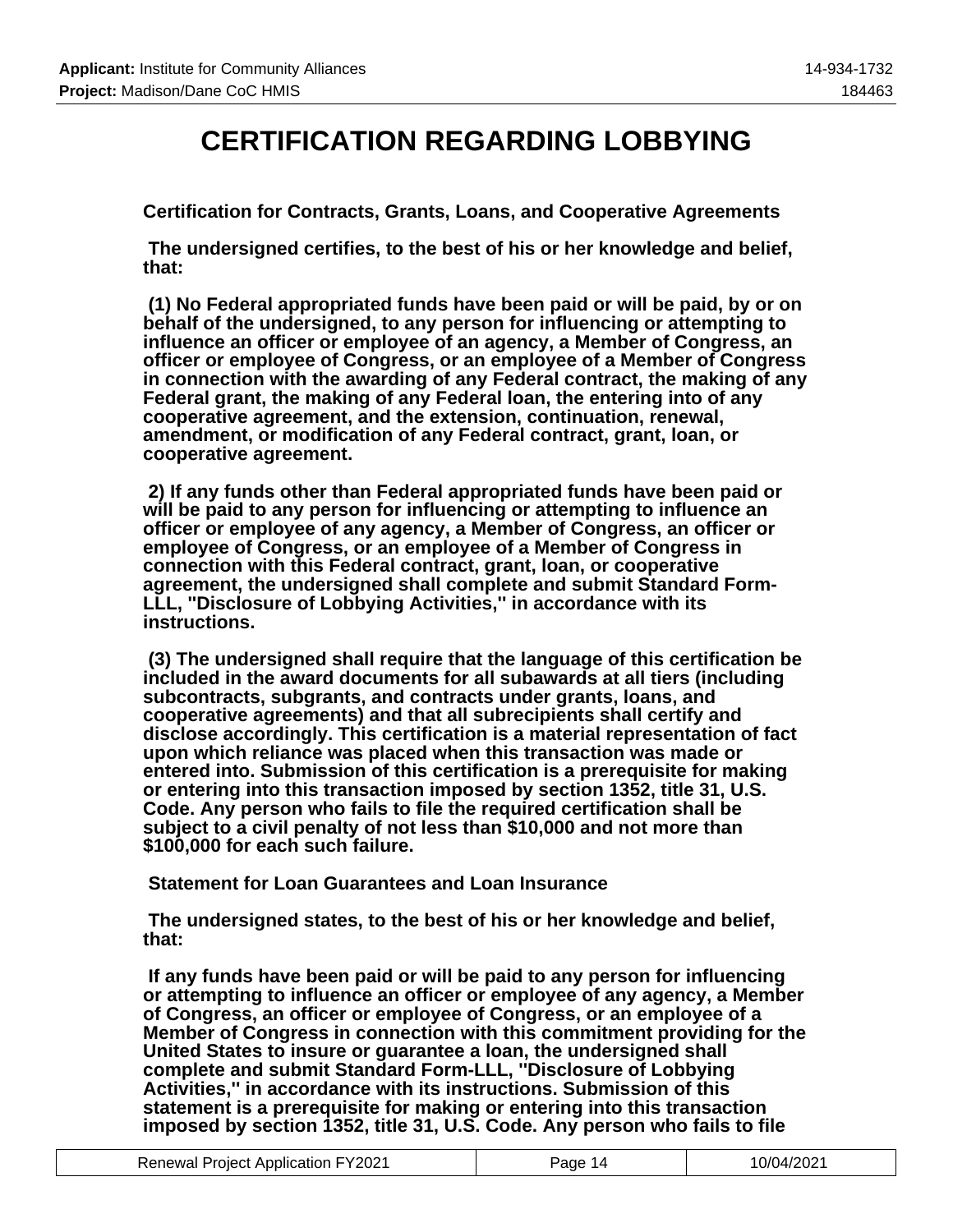# CERTIFICATION REGARDING LOBBYING

**Certification for Contracts, Grants, Loans, and Cooperative Agreements**

**The undersigned certifies, to the best of his or her knowledge and belief, that:**

**(1) No Federal appropriated funds have been paid or will be paid, by or on behalf of the undersigned, to any person for influencing or attempting to influence an officer or employee of an agency, a Member of Congress, an officer or employee of Congress, or an employee of a Member of Congress in connection with the awarding of any Federal contract, the making of any Federal grant, the making of any Federal loan, the entering into of any cooperative agreement, and the extension, continuation, renewal, amendment, or modification of any Federal contract, grant, loan, or cooperative agreement.**

**2) If any funds other than Federal appropriated funds have been paid or will be paid to any person for influencing or attempting to influence an officer or employee of any agency, a Member of Congress, an officer or employee of Congress, or an employee of a Member of Congress in connection with this Federal contract, grant, loan, or cooperative agreement, the undersigned shall complete and submit Standard Form-LLL, "Disclosure of Lobbying Activities," in accordance with its instructions.**

**(3) The undersigned shall require that the language of this certification be included in the award documents for all subawards at all tiers (including subcontracts, subgrants, and contracts under grants, loans, and cooperative agreements) and that all subrecipients shall certify and disclose accordingly. This certification is a material representation of fact upon which reliance was placed when this transaction was made or entered into. Submission of this certification is a prerequisite for making or entering into this transaction imposed by section 1352, title 31, U.S. Code. Any person who fails to file the required certification shall be subject to a civil penalty of not less than $10,000 and not more than $100,000 for each such failure.**

**Statement for Loan Guarantees and Loan Insurance**

**The undersigned states, to the best of his or her knowledge and belief, that:**

**If any funds have been paid or will be paid to any person for influencing or attempting to influence an officer or employee of any agency, a Member of Congress, an officer or employee of Congress, or an employee of a Member of Congress in connection with this commitment providing for the United States to insure or guarantee a loan, the undersigned shall complete and submit Standard Form-LLL, "Disclosure of Lobbying Activities," in accordance with its instructions. Submission of this statement is a prerequisite for making or entering into this transaction imposed by section 1352, title 31, U.S. Code. Any person who fails to file**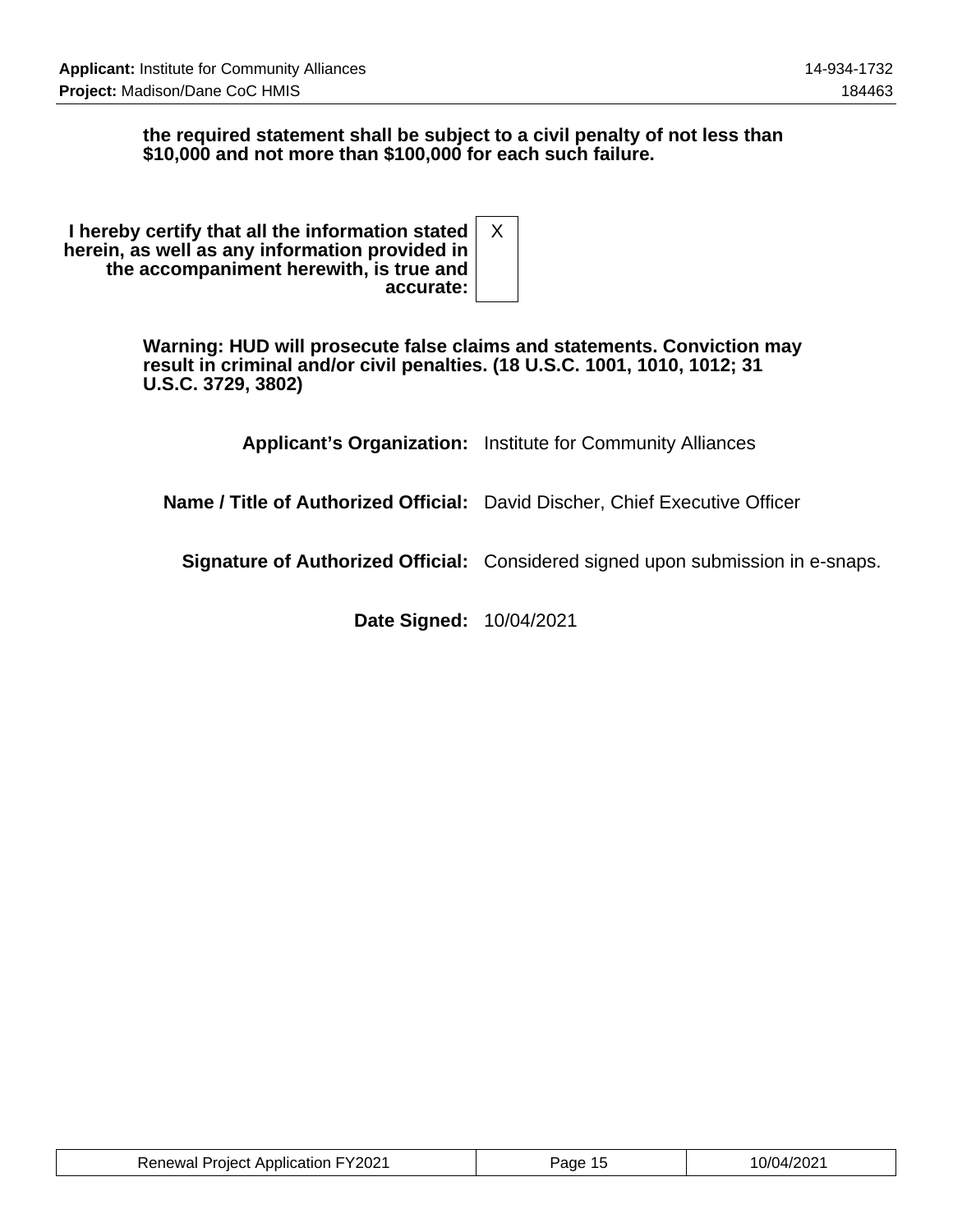**the required statement shall be subject to a civil penalty of not less than $10,000 and not more than $100,000 for each such failure.**

| | |
|---|---|
| **I hereby certify that all the information stated herein, as well as any information provided in the accompaniment herewith, is true and accurate:** | X |

**Warning: HUD will prosecute false claims and statements. Conviction may result in criminal and/or civil penalties. (18 U.S.C. 1001, 1010, 1012; 31 U.S.C. 3729, 3802)**

| | |
|---|---|
| **Applicant's Organization:** | Institute for Community Alliances |
| **Name / Title of Authorized Official:** | David Discher, Chief Executive Officer |
| **Signature of Authorized Official:** | Considered signed upon submission in e-snaps. |
| **Date Signed:** | 10/04/2021 |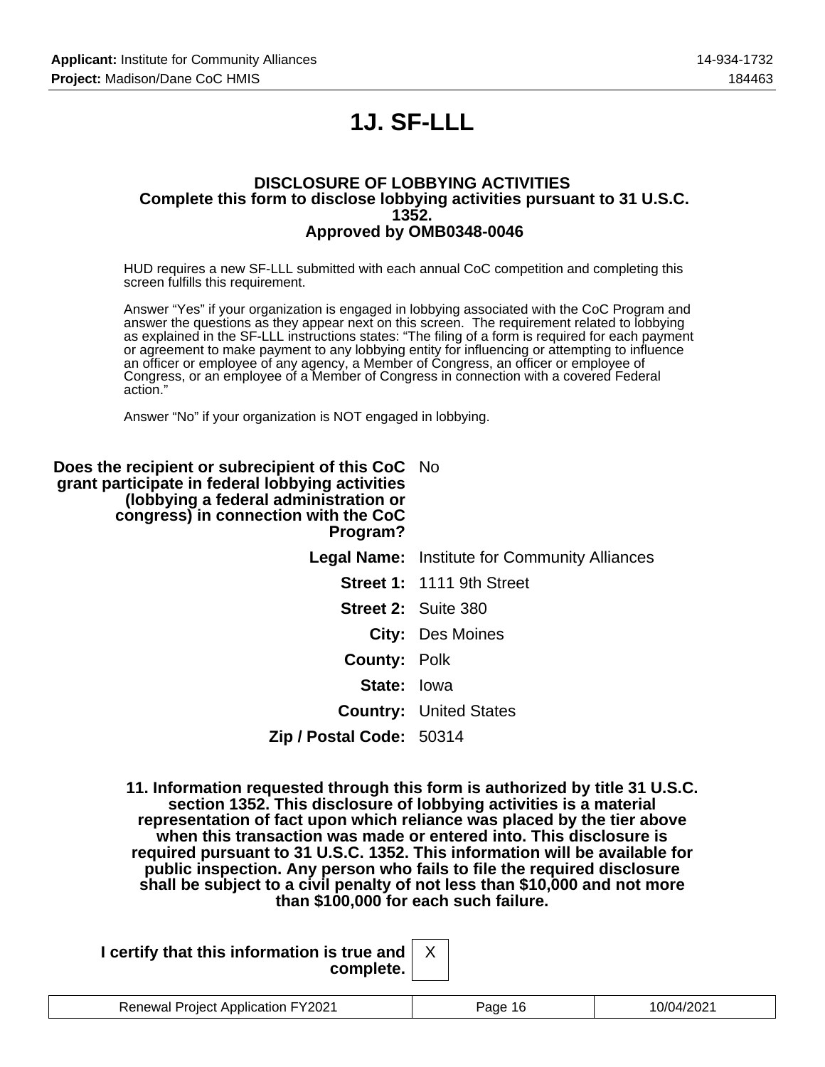# 1J. SF-LLL

### DISCLOSURE OF LOBBYING ACTIVITIES
### Complete this form to disclose lobbying activities pursuant to 31 U.S.C. 1352.
### Approved by OMB0348-0046

HUD requires a new SF-LLL submitted with each annual CoC competition and completing this screen fulfills this requirement.

Answer “Yes” if your organization is engaged in lobbying associated with the CoC Program and answer the questions as they appear next on this screen. The requirement related to lobbying as explained in the SF-LLL instructions states: “The filing of a form is required for each payment or agreement to make payment to any lobbying entity for influencing or attempting to influence an officer or employee of any agency, a Member of Congress, an officer or employee of Congress, or an employee of a Member of Congress in connection with a covered Federal action.”

Answer “No” if your organization is NOT engaged in lobbying.

| | |
|---|---|
| **Does the recipient or subrecipient of this CoC grant participate in federal lobbying activities (lobbying a federal administration or congress) in connection with the CoC Program?** | No |
| **Legal Name:** | Institute for Community Alliances |
| **Street 1:** | 1111 9th Street |
| **Street 2:** | Suite 380 |
| **City:** | Des Moines |
| **County:** | Polk |
| **State:** | Iowa |
| **Country:** | United States |
| **Zip / Postal Code:** | 50314 |

**11. Information requested through this form is authorized by title 31 U.S.C. section 1352. This disclosure of lobbying activities is a material representation of fact upon which reliance was placed by the tier above when this transaction was made or entered into. This disclosure is required pursuant to 31 U.S.C. 1352. This information will be available for public inspection. Any person who fails to file the required disclosure shall be subject to a civil penalty of not less than $10,000 and not more than $100,000 for each such failure.**

| | |
|---|---|
| **I certify that this information is true and complete.** | X |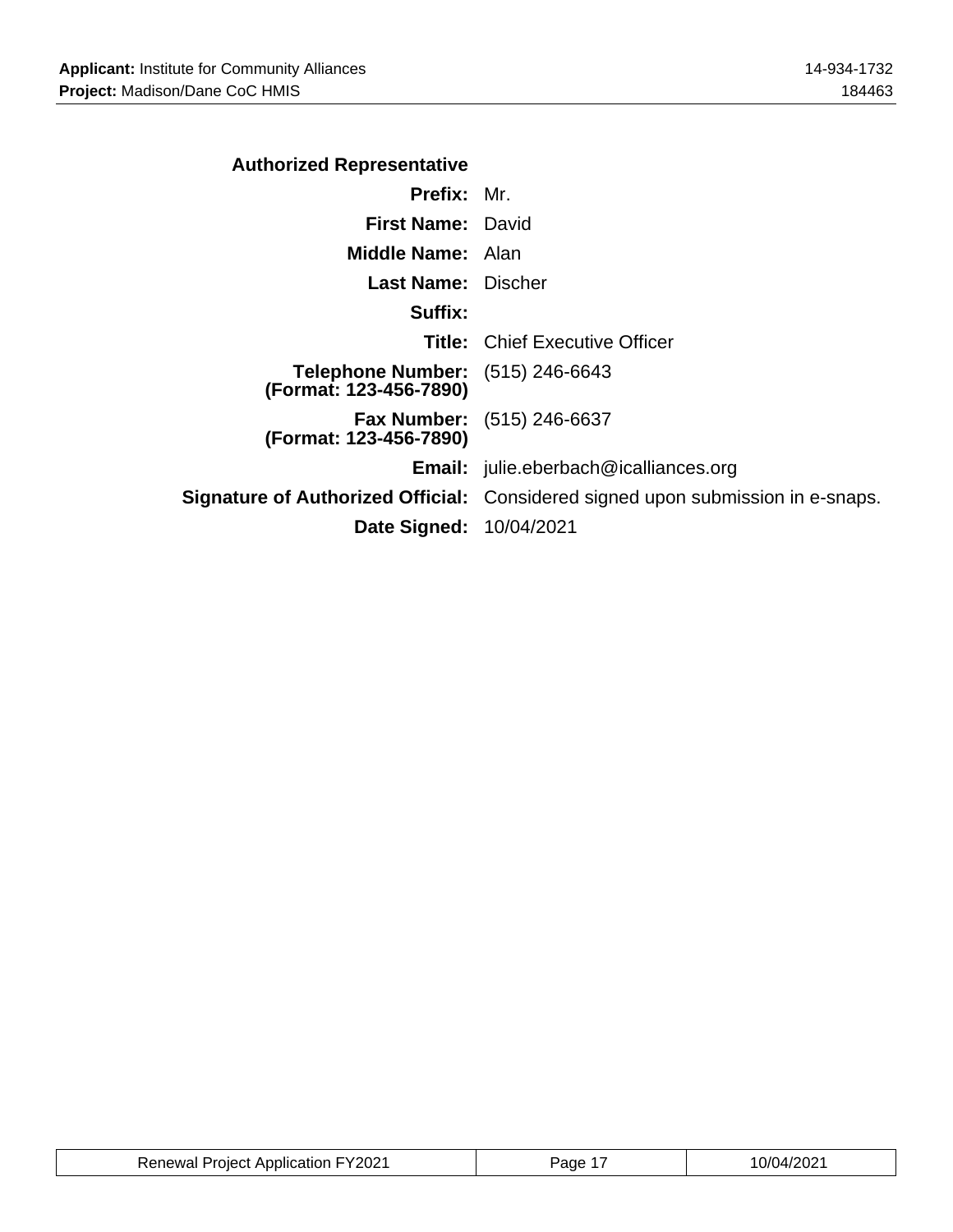### Authorized Representative

| | |
|---|---|
| **Prefix:** | Mr. |
| **First Name:** | David |
| **Middle Name:** | Alan |
| **Last Name:** | Discher |
| **Suffix:** | |
| **Title:** | Chief Executive Officer |
| **Telephone Number: (Format: 123-456-7890)** | (515) 246-6643 |
| **Fax Number: (Format: 123-456-7890)** | (515) 246-6637 |
| **Email:** | julie.eberbach@icalliances.org |
| **Signature of Authorized Official:** | Considered signed upon submission in e-snaps. |
| **Date Signed:** | 10/04/2021 |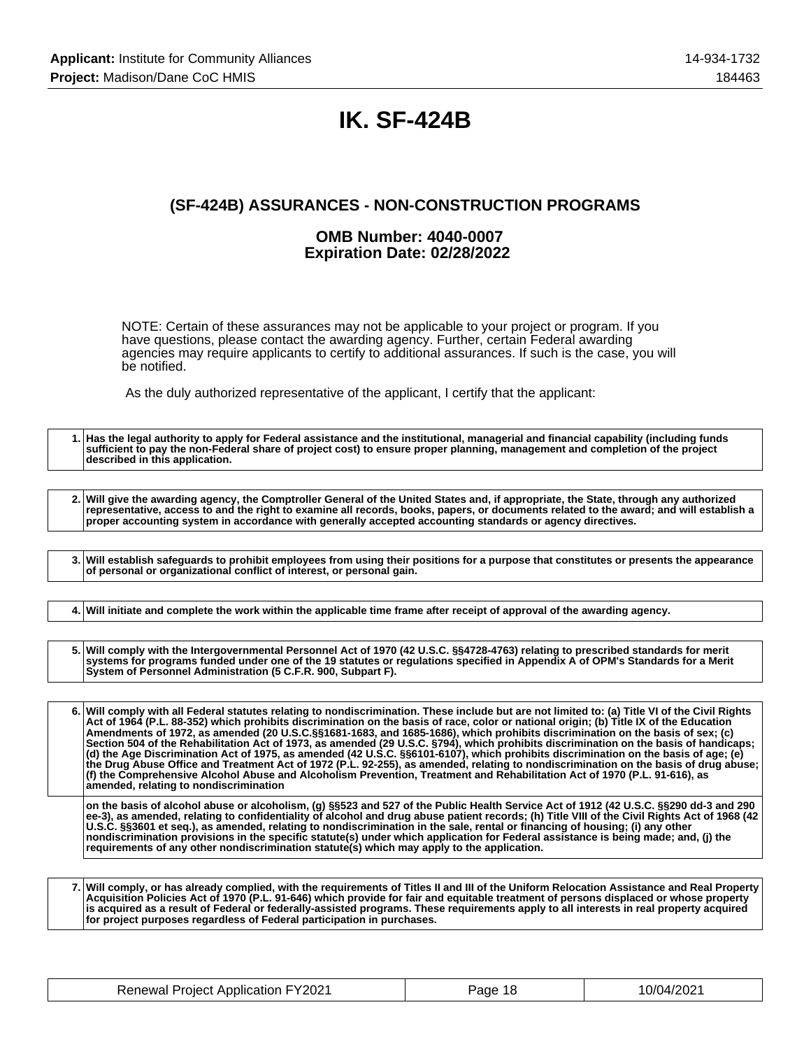# IK. SF-424B

## (SF-424B) ASSURANCES - NON-CONSTRUCTION PROGRAMS

### OMB Number: 4040-0007
### Expiration Date: 02/28/2022

NOTE: Certain of these assurances may not be applicable to your project or program. If you have questions, please contact the awarding agency. Further, certain Federal awarding agencies may require applicants to certify to additional assurances. If such is the case, you will be notified.

As the duly authorized representative of the applicant, I certify that the applicant:

| | |
|---|---|
| 1. | **Has the legal authority to apply for Federal assistance and the institutional, managerial and financial capability (including funds sufficient to pay the non-Federal share of project cost) to ensure proper planning, management and completion of the project described in this application.** |

| | |
|---|---|
| 2. | **Will give the awarding agency, the Comptroller General of the United States and, if appropriate, the State, through any authorized representative, access to and the right to examine all records, books, papers, or documents related to the award; and will establish a proper accounting system in accordance with generally accepted accounting standards or agency directives.** |

| | |
|---|---|
| 3. | **Will establish safeguards to prohibit employees from using their positions for a purpose that constitutes or presents the appearance of personal or organizational conflict of interest, or personal gain.** |

| | |
|---|---|
| 4. | **Will initiate and complete the work within the applicable time frame after receipt of approval of the awarding agency.** |

| | |
|---|---|
| 5. | **Will comply with the Intergovernmental Personnel Act of 1970 (42 U.S.C. §§4728-4763) relating to prescribed standards for merit systems for programs funded under one of the 19 statutes or regulations specified in Appendix A of OPM's Standards for a Merit System of Personnel Administration (5 C.F.R. 900, Subpart F).** |

| | |
|---|---|
| 6. | **Will comply with all Federal statutes relating to nondiscrimination. These include but are not limited to: (a) Title VI of the Civil Rights Act of 1964 (P.L. 88-352) which prohibits discrimination on the basis of race, color or national origin; (b) Title IX of the Education Amendments of 1972, as amended (20 U.S.C.§§1681-1683, and 1685-1686), which prohibits discrimination on the basis of sex; (c) Section 504 of the Rehabilitation Act of 1973, as amended (29 U.S.C. §794), which prohibits discrimination on the basis of handicaps; (d) the Age Discrimination Act of 1975, as amended (42 U.S.C. §§6101-6107), which prohibits discrimination on the basis of age; (e) the Drug Abuse Office and Treatment Act of 1972 (P.L. 92-255), as amended, relating to nondiscrimination on the basis of drug abuse; (f) the Comprehensive Alcohol Abuse and Alcoholism Prevention, Treatment and Rehabilitation Act of 1970 (P.L. 91-616), as amended, relating to nondiscrimination** |
| | **on the basis of alcohol abuse or alcoholism, (g) §§523 and 527 of the Public Health Service Act of 1912 (42 U.S.C. §§290 dd-3 and 290 ee-3), as amended, relating to confidentiality of alcohol and drug abuse patient records; (h) Title VIII of the Civil Rights Act of 1968 (42 U.S.C. §§3601 et seq.), as amended, relating to nondiscrimination in the sale, rental or financing of housing; (i) any other nondiscrimination provisions in the specific statute(s) under which application for Federal assistance is being made; and, (j) the requirements of any other nondiscrimination statute(s) which may apply to the application.** |

| | |
|---|---|
| 7. | **Will comply, or has already complied, with the requirements of Titles II and III of the Uniform Relocation Assistance and Real Property Acquisition Policies Act of 1970 (P.L. 91-646) which provide for fair and equitable treatment of persons displaced or whose property is acquired as a result of Federal or federally-assisted programs. These requirements apply to all interests in real property acquired for project purposes regardless of Federal participation in purchases.** |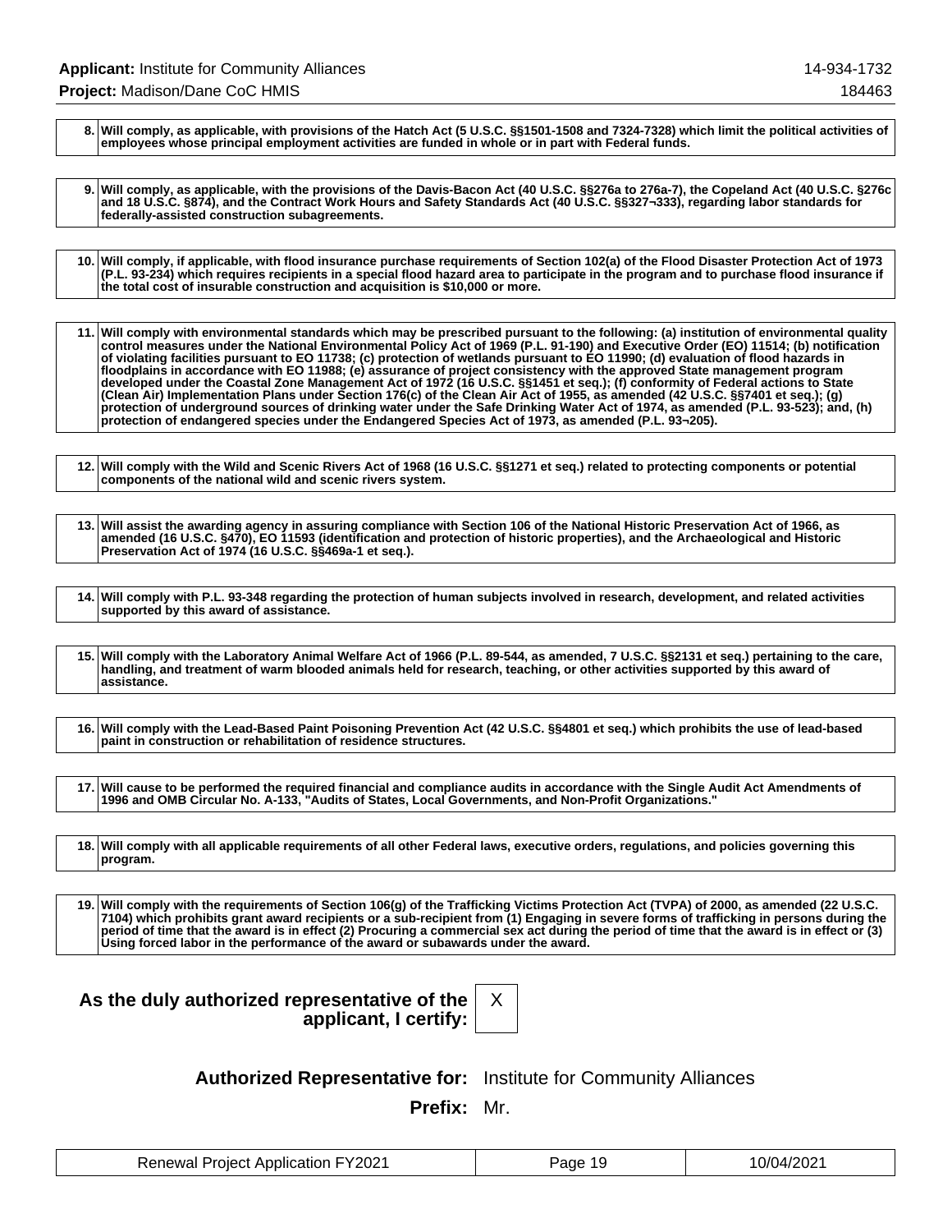| | |
|---|---|
| 8. | **Will comply, as applicable, with provisions of the Hatch Act (5 U.S.C. §§1501-1508 and 7324-7328) which limit the political activities of employees whose principal employment activities are funded in whole or in part with Federal funds.** |

| | |
|---|---|
| 9. | **Will comply, as applicable, with the provisions of the Davis-Bacon Act (40 U.S.C. §§276a to 276a-7), the Copeland Act (40 U.S.C. §276c and 18 U.S.C. §874), and the Contract Work Hours and Safety Standards Act (40 U.S.C. §§327¬333), regarding labor standards for federally-assisted construction subagreements.** |

| | |
|---|---|
| 10. | **Will comply, if applicable, with flood insurance purchase requirements of Section 102(a) of the Flood Disaster Protection Act of 1973 (P.L. 93-234) which requires recipients in a special flood hazard area to participate in the program and to purchase flood insurance if the total cost of insurable construction and acquisition is $10,000 or more.** |

| | |
|---|---|
| 11. | **Will comply with environmental standards which may be prescribed pursuant to the following: (a) institution of environmental quality control measures under the National Environmental Policy Act of 1969 (P.L. 91-190) and Executive Order (EO) 11514; (b) notification of violating facilities pursuant to EO 11738; (c) protection of wetlands pursuant to EO 11990; (d) evaluation of flood hazards in floodplains in accordance with EO 11988; (e) assurance of project consistency with the approved State management program developed under the Coastal Zone Management Act of 1972 (16 U.S.C. §§1451 et seq.); (f) conformity of Federal actions to State (Clean Air) Implementation Plans under Section 176(c) of the Clean Air Act of 1955, as amended (42 U.S.C. §§7401 et seq.); (g) protection of underground sources of drinking water under the Safe Drinking Water Act of 1974, as amended (P.L. 93-523); and, (h) protection of endangered species under the Endangered Species Act of 1973, as amended (P.L. 93¬205).** |

| | |
|---|---|
| 12. | **Will comply with the Wild and Scenic Rivers Act of 1968 (16 U.S.C. §§1271 et seq.) related to protecting components or potential components of the national wild and scenic rivers system.** |

| | |
|---|---|
| 13. | **Will assist the awarding agency in assuring compliance with Section 106 of the National Historic Preservation Act of 1966, as amended (16 U.S.C. §470), EO 11593 (identification and protection of historic properties), and the Archaeological and Historic Preservation Act of 1974 (16 U.S.C. §§469a-1 et seq.).** |

| | |
|---|---|
| 14. | **Will comply with P.L. 93-348 regarding the protection of human subjects involved in research, development, and related activities supported by this award of assistance.** |

| | |
|---|---|
| 15. | **Will comply with the Laboratory Animal Welfare Act of 1966 (P.L. 89-544, as amended, 7 U.S.C. §§2131 et seq.) pertaining to the care, handling, and treatment of warm blooded animals held for research, teaching, or other activities supported by this award of assistance.** |

| | |
|---|---|
| 16. | **Will comply with the Lead-Based Paint Poisoning Prevention Act (42 U.S.C. §§4801 et seq.) which prohibits the use of lead-based paint in construction or rehabilitation of residence structures.** |

| | |
|---|---|
| 17. | **Will cause to be performed the required financial and compliance audits in accordance with the Single Audit Act Amendments of 1996 and OMB Circular No. A-133, "Audits of States, Local Governments, and Non-Profit Organizations."** |

| | |
|---|---|
| 18. | **Will comply with all applicable requirements of all other Federal laws, executive orders, regulations, and policies governing this program.** |

| | |
|---|---|
| 19. | **Will comply with the requirements of Section 106(g) of the Trafficking Victims Protection Act (TVPA) of 2000, as amended (22 U.S.C. 7104) which prohibits grant award recipients or a sub-recipient from (1) Engaging in severe forms of trafficking in persons during the period of time that the award is in effect (2) Procuring a commercial sex act during the period of time that the award is in effect or (3) Using forced labor in the performance of the award or subawards under the award.** |

**As the duly authorized representative of the applicant, I certify:** X

**Authorized Representative for:** Institute for Community Alliances

**Prefix:** Mr.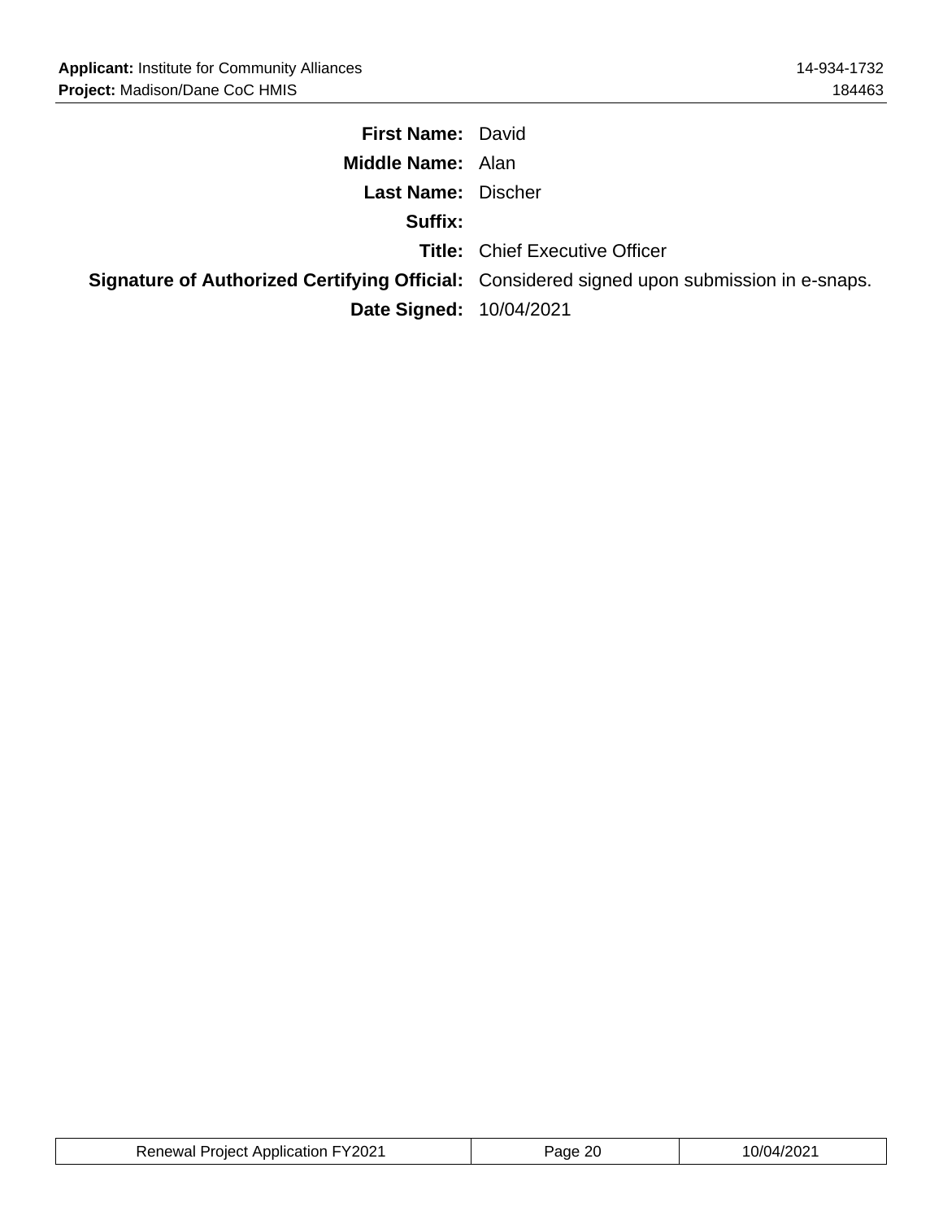**First Name:** David

**Middle Name:** Alan

**Last Name:** Discher

**Suffix:**

**Title:** Chief Executive Officer

**Signature of Authorized Certifying Official:** Considered signed upon submission in e-snaps.

**Date Signed:** 10/04/2021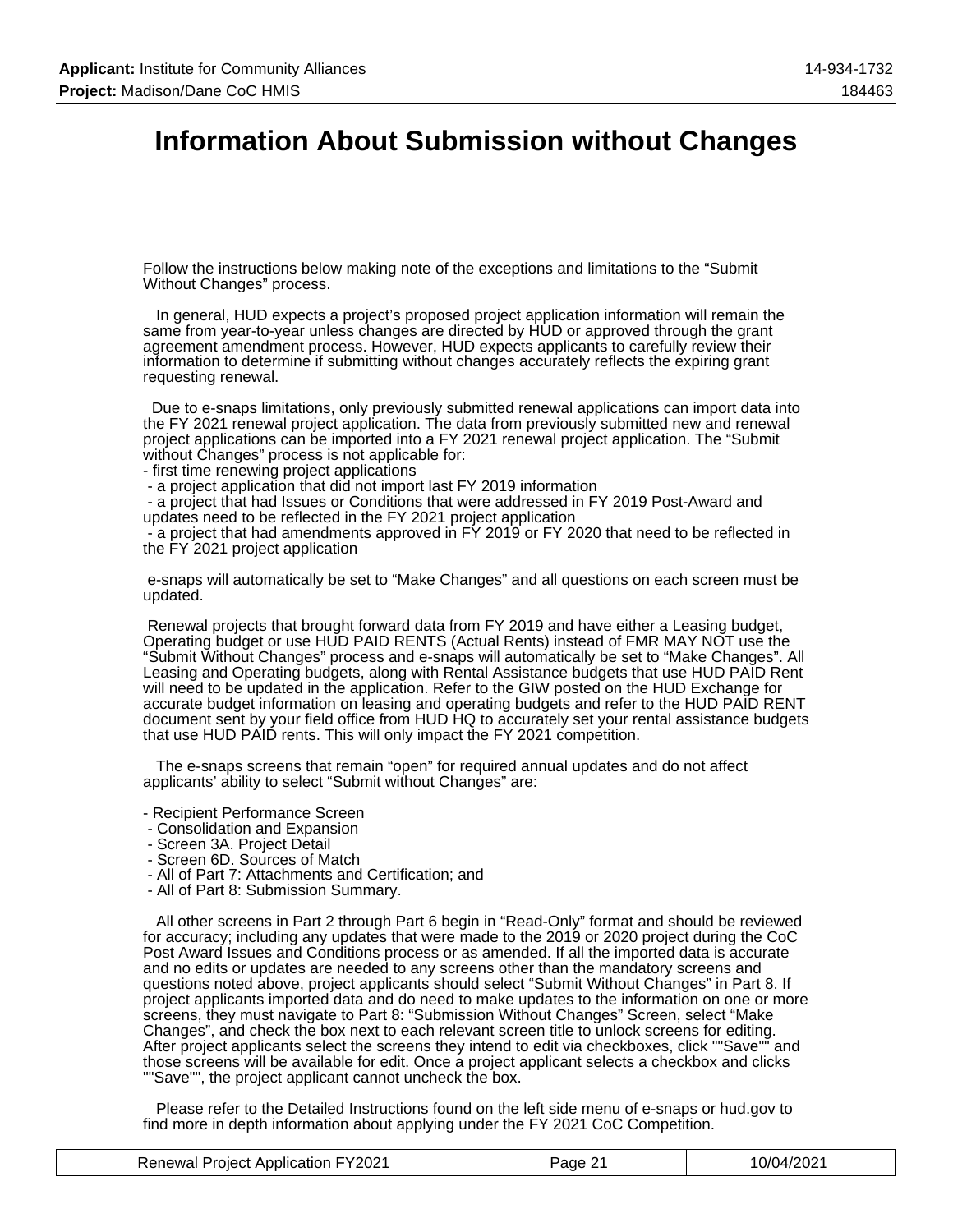# Information About Submission without Changes

Follow the instructions below making note of the exceptions and limitations to the "Submit Without Changes" process.

In general, HUD expects a project's proposed project application information will remain the same from year-to-year unless changes are directed by HUD or approved through the grant agreement amendment process. However, HUD expects applicants to carefully review their information to determine if submitting without changes accurately reflects the expiring grant requesting renewal.

Due to e-snaps limitations, only previously submitted renewal applications can import data into the FY 2021 renewal project application. The data from previously submitted new and renewal project applications can be imported into a FY 2021 renewal project application. The "Submit without Changes" process is not applicable for:

- first time renewing project applications
- a project application that did not import last FY 2019 information
- a project that had Issues or Conditions that were addressed in FY 2019 Post-Award and updates need to be reflected in the FY 2021 project application
- a project that had amendments approved in FY 2019 or FY 2020 that need to be reflected in the FY 2021 project application

e-snaps will automatically be set to "Make Changes" and all questions on each screen must be updated.

Renewal projects that brought forward data from FY 2019 and have either a Leasing budget, Operating budget or use HUD PAID RENTS (Actual Rents) instead of FMR MAY NOT use the "Submit Without Changes" process and e-snaps will automatically be set to "Make Changes". All Leasing and Operating budgets, along with Rental Assistance budgets that use HUD PAID Rent will need to be updated in the application. Refer to the GIW posted on the HUD Exchange for accurate budget information on leasing and operating budgets and refer to the HUD PAID RENT document sent by your field office from HUD HQ to accurately set your rental assistance budgets that use HUD PAID rents. This will only impact the FY 2021 competition.

The e-snaps screens that remain "open" for required annual updates and do not affect applicants' ability to select "Submit without Changes" are:

- Recipient Performance Screen
- Consolidation and Expansion
- Screen 3A. Project Detail
- Screen 6D. Sources of Match
- All of Part 7: Attachments and Certification; and
- All of Part 8: Submission Summary.

All other screens in Part 2 through Part 6 begin in "Read-Only" format and should be reviewed for accuracy; including any updates that were made to the 2019 or 2020 project during the CoC Post Award Issues and Conditions process or as amended. If all the imported data is accurate and no edits or updates are needed to any screens other than the mandatory screens and questions noted above, project applicants should select "Submit Without Changes" in Part 8. If project applicants imported data and do need to make updates to the information on one or more screens, they must navigate to Part 8: "Submission Without Changes" Screen, select "Make Changes", and check the box next to each relevant screen title to unlock screens for editing. After project applicants select the screens they intend to edit via checkboxes, click ""Save"" and those screens will be available for edit. Once a project applicant selects a checkbox and clicks ""Save"", the project applicant cannot uncheck the box.

Please refer to the Detailed Instructions found on the left side menu of e-snaps or hud.gov to find more in depth information about applying under the FY 2021 CoC Competition.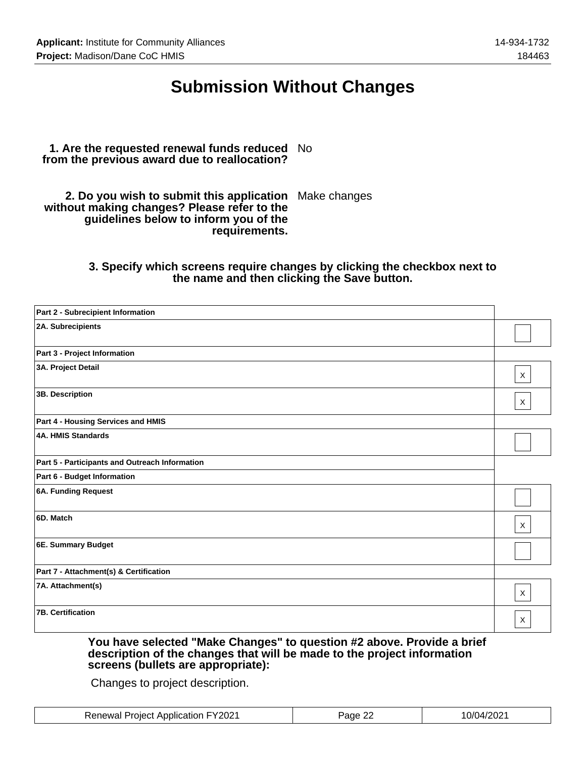# Submission Without Changes

**1. Are the requested renewal funds reduced from the previous award due to reallocation?** No

**2. Do you wish to submit this application without making changes? Please refer to the guidelines below to inform you of the requirements.** Make changes

**3. Specify which screens require changes by clicking the checkbox next to the name and then clicking the Save button.**

| Screen | Change |
|---|---|
| **Part 2 - Subrecipient Information** | |
| **2A. Subrecipients** | |
| **Part 3 - Project Information** | |
| **3A. Project Detail** | X |
| **3B. Description** | X |
| **Part 4 - Housing Services and HMIS** | |
| **4A. HMIS Standards** | |
| **Part 5 - Participants and Outreach Information** | |
| **Part 6 - Budget Information** | |
| **6A. Funding Request** | |
| **6D. Match** | X |
| **6E. Summary Budget** | |
| **Part 7 - Attachment(s) & Certification** | |
| **7A. Attachment(s)** | X |
| **7B. Certification** | X |

**You have selected "Make Changes" to question #2 above. Provide a brief description of the changes that will be made to the project information screens (bullets are appropriate):**

Changes to project description.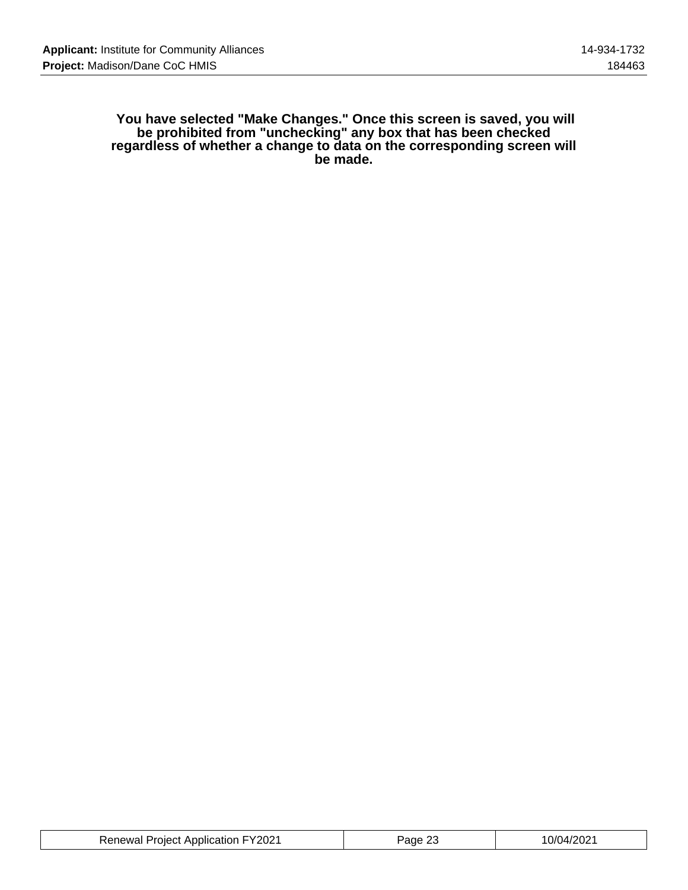**You have selected "Make Changes." Once this screen is saved, you will be prohibited from "unchecking" any box that has been checked regardless of whether a change to data on the corresponding screen will be made.**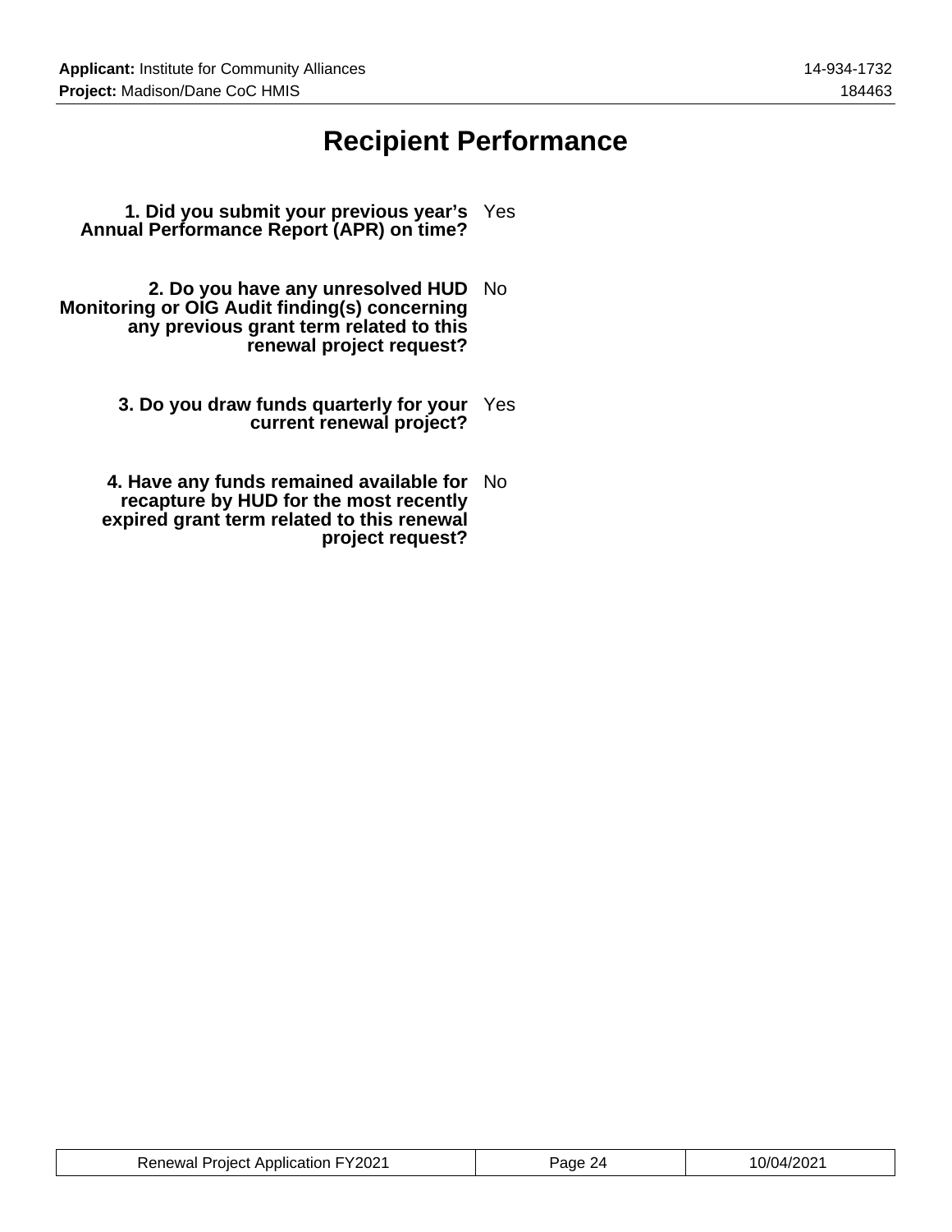# Recipient Performance

| | |
|---|---|
| **1. Did you submit your previous year's Annual Performance Report (APR) on time?** | Yes |
| **2. Do you have any unresolved HUD Monitoring or OIG Audit finding(s) concerning any previous grant term related to this renewal project request?** | No |
| **3. Do you draw funds quarterly for your current renewal project?** | Yes |
| **4. Have any funds remained available for recapture by HUD for the most recently expired grant term related to this renewal project request?** | No |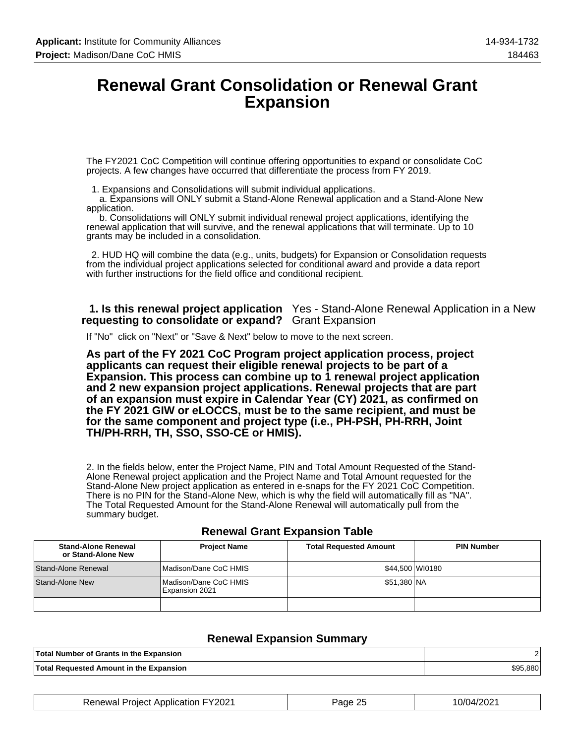# Renewal Grant Consolidation or Renewal Grant Expansion

The FY2021 CoC Competition will continue offering opportunities to expand or consolidate CoC projects. A few changes have occurred that differentiate the process from FY 2019.

1. Expansions and Consolidations will submit individual applications.
   a. Expansions will ONLY submit a Stand-Alone Renewal application and a Stand-Alone New application.
   b. Consolidations will ONLY submit individual renewal project applications, identifying the renewal application that will survive, and the renewal applications that will terminate. Up to 10 grants may be included in a consolidation.

2. HUD HQ will combine the data (e.g., units, budgets) for Expansion or Consolidation requests from the individual project applications selected for conditional award and provide a data report with further instructions for the field office and conditional recipient.

**1. Is this renewal project application requesting to consolidate or expand?** Yes - Stand-Alone Renewal Application in a New Grant Expansion

If "No" click on "Next" or "Save & Next" below to move to the next screen.

**As part of the FY 2021 CoC Program project application process, project applicants can request their eligible renewal projects to be part of a Expansion. This process can combine up to 1 renewal project application and 2 new expansion project applications. Renewal projects that are part of an expansion must expire in Calendar Year (CY) 2021, as confirmed on the FY 2021 GIW or eLOCCS, must be to the same recipient, and must be for the same component and project type (i.e., PH-PSH, PH-RRH, Joint TH/PH-RRH, TH, SSO, SSO-CE or HMIS).**

2. In the fields below, enter the Project Name, PIN and Total Amount Requested of the Stand-Alone Renewal project application and the Project Name and Total Amount requested for the Stand-Alone New project application as entered in e-snaps for the FY 2021 CoC Competition. There is no PIN for the Stand-Alone New, which is why the field will automatically fill as "NA". The Total Requested Amount for the Stand-Alone Renewal will automatically pull from the summary budget.

### Renewal Grant Expansion Table

| Stand-Alone Renewal or Stand-Alone New | Project Name | Total Requested Amount | PIN Number |
|---|---|---|---|
| Stand-Alone Renewal | Madison/Dane CoC HMIS | $44,500 | WI0180 |
| Stand-Alone New | Madison/Dane CoC HMIS Expansion 2021 | $51,380 | NA |
| | | | |

### Renewal Expansion Summary

| | |
|---|---|
| Total Number of Grants in the Expansion | 2 |
| Total Requested Amount in the Expansion | $95,880 |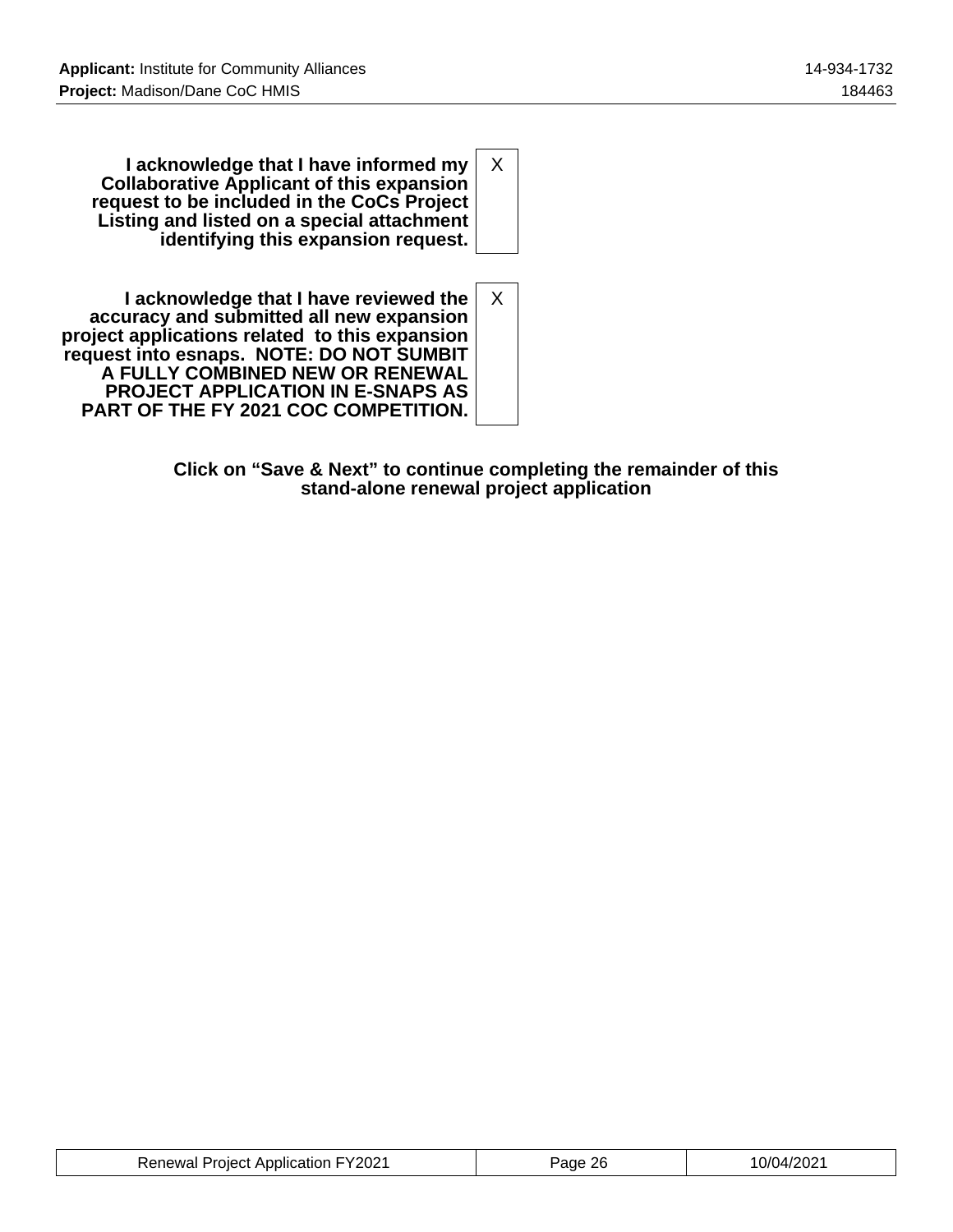| | |
|---|---|
| **I acknowledge that I have informed my Collaborative Applicant of this expansion request to be included in the CoCs Project Listing and listed on a special attachment identifying this expansion request.** | X |
| **I acknowledge that I have reviewed the accuracy and submitted all new expansion project applications related to this expansion request into esnaps. NOTE: DO NOT SUMBIT A FULLY COMBINED NEW OR RENEWAL PROJECT APPLICATION IN E-SNAPS AS PART OF THE FY 2021 COC COMPETITION.** | X |

**Click on “Save & Next” to continue completing the remainder of this stand-alone renewal project application**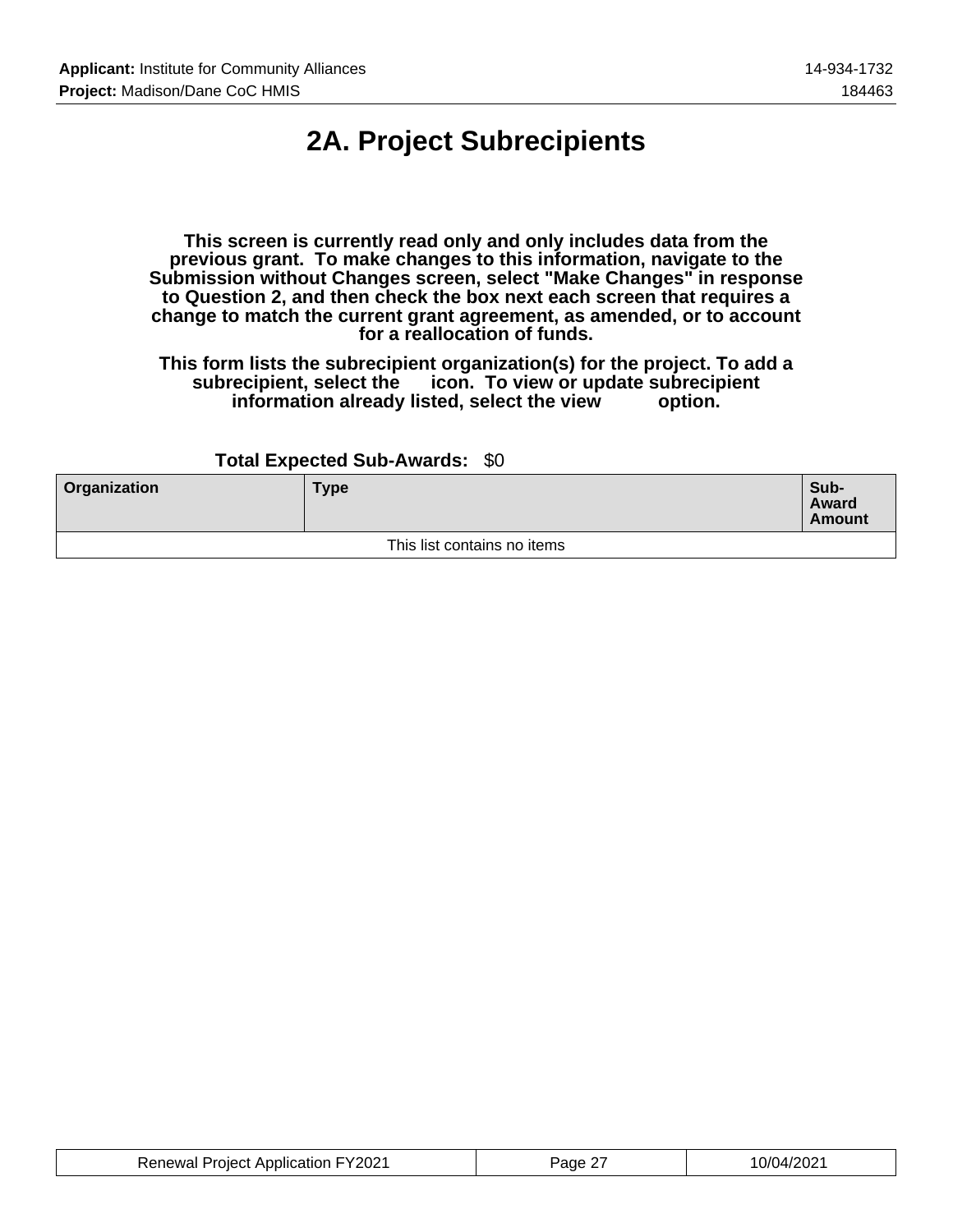# 2A. Project Subrecipients

**This screen is currently read only and only includes data from the previous grant. To make changes to this information, navigate to the Submission without Changes screen, select "Make Changes" in response to Question 2, and then check the box next each screen that requires a change to match the current grant agreement, as amended, or to account for a reallocation of funds.**

**This form lists the subrecipient organization(s) for the project. To add a subrecipient, select the icon. To view or update subrecipient information already listed, select the view option.**

**Total Expected Sub-Awards:** $0

| Organization | Type | Sub-Award Amount |
|---|---|---|
| This list contains no items | | |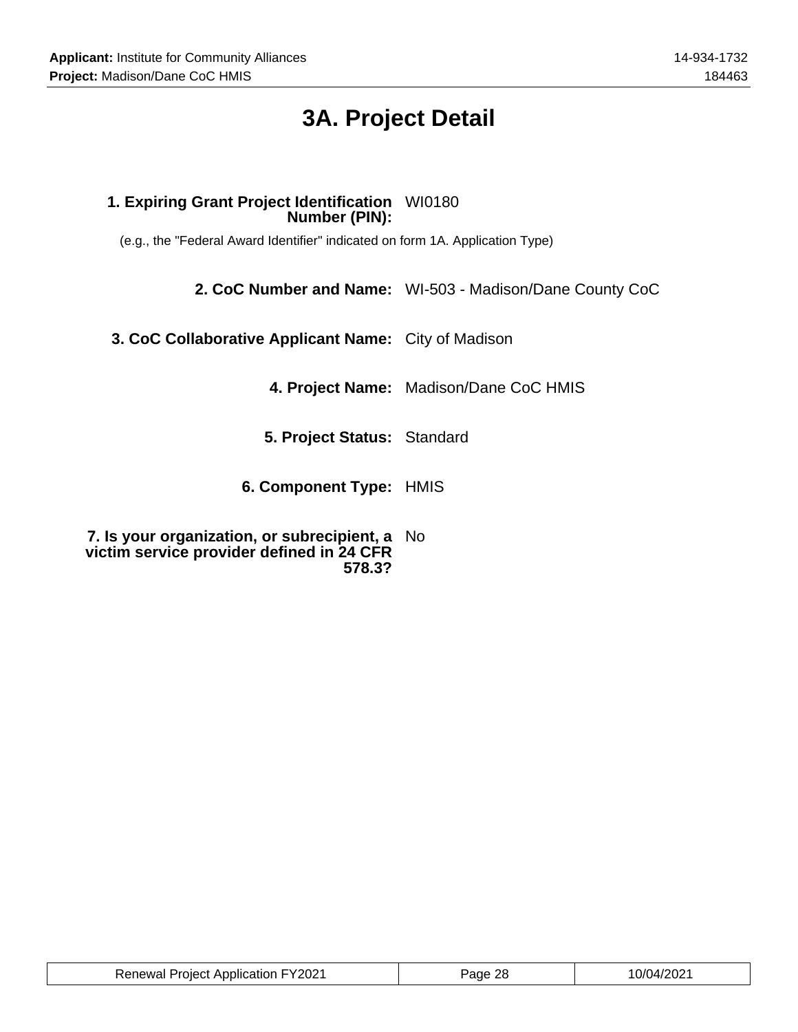# 3A. Project Detail

**1. Expiring Grant Project Identification Number (PIN):** WI0180

(e.g., the "Federal Award Identifier" indicated on form 1A. Application Type)

**2. CoC Number and Name:** WI-503 - Madison/Dane County CoC

**3. CoC Collaborative Applicant Name:** City of Madison

**4. Project Name:** Madison/Dane CoC HMIS

**5. Project Status:** Standard

**6. Component Type:** HMIS

**7. Is your organization, or subrecipient, a victim service provider defined in 24 CFR 578.3?** No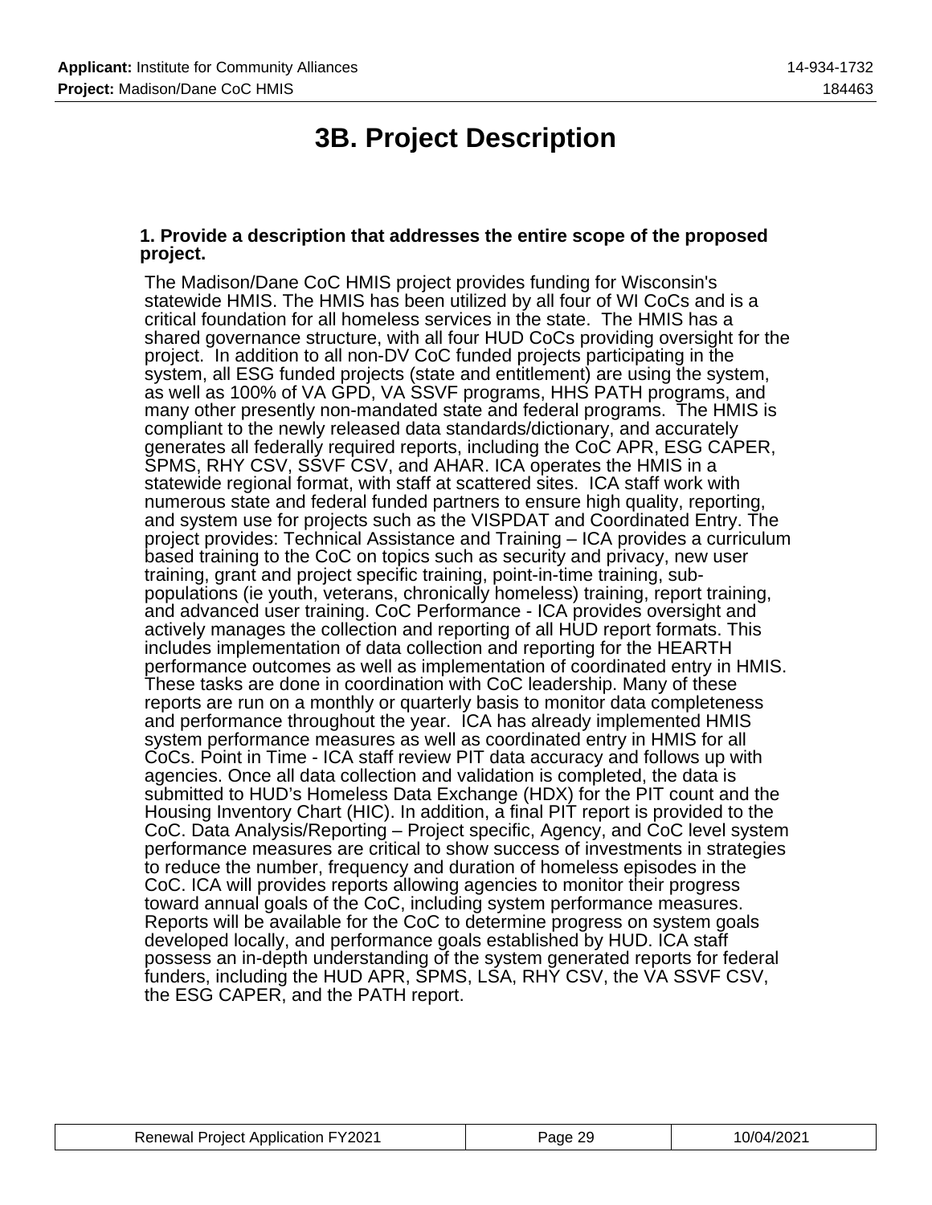# 3B. Project Description

**1. Provide a description that addresses the entire scope of the proposed project.**

The Madison/Dane CoC HMIS project provides funding for Wisconsin's statewide HMIS. The HMIS has been utilized by all four of WI CoCs and is a critical foundation for all homeless services in the state. The HMIS has a shared governance structure, with all four HUD CoCs providing oversight for the project. In addition to all non-DV CoC funded projects participating in the system, all ESG funded projects (state and entitlement) are using the system, as well as 100% of VA GPD, VA SSVF programs, HHS PATH programs, and many other presently non-mandated state and federal programs. The HMIS is compliant to the newly released data standards/dictionary, and accurately generates all federally required reports, including the CoC APR, ESG CAPER, SPMS, RHY CSV, SSVF CSV, and AHAR. ICA operates the HMIS in a statewide regional format, with staff at scattered sites. ICA staff work with numerous state and federal funded partners to ensure high quality, reporting, and system use for projects such as the VISPDAT and Coordinated Entry. The project provides: Technical Assistance and Training – ICA provides a curriculum based training to the CoC on topics such as security and privacy, new user training, grant and project specific training, point-in-time training, sub-populations (ie youth, veterans, chronically homeless) training, report training, and advanced user training. CoC Performance - ICA provides oversight and actively manages the collection and reporting of all HUD report formats. This includes implementation of data collection and reporting for the HEARTH performance outcomes as well as implementation of coordinated entry in HMIS. These tasks are done in coordination with CoC leadership. Many of these reports are run on a monthly or quarterly basis to monitor data completeness and performance throughout the year. ICA has already implemented HMIS system performance measures as well as coordinated entry in HMIS for all CoCs. Point in Time - ICA staff review PIT data accuracy and follows up with agencies. Once all data collection and validation is completed, the data is submitted to HUD's Homeless Data Exchange (HDX) for the PIT count and the Housing Inventory Chart (HIC). In addition, a final PIT report is provided to the CoC. Data Analysis/Reporting – Project specific, Agency, and CoC level system performance measures are critical to show success of investments in strategies to reduce the number, frequency and duration of homeless episodes in the CoC. ICA will provides reports allowing agencies to monitor their progress toward annual goals of the CoC, including system performance measures. Reports will be available for the CoC to determine progress on system goals developed locally, and performance goals established by HUD. ICA staff possess an in-depth understanding of the system generated reports for federal funders, including the HUD APR, SPMS, LSA, RHY CSV, the VA SSVF CSV, the ESG CAPER, and the PATH report.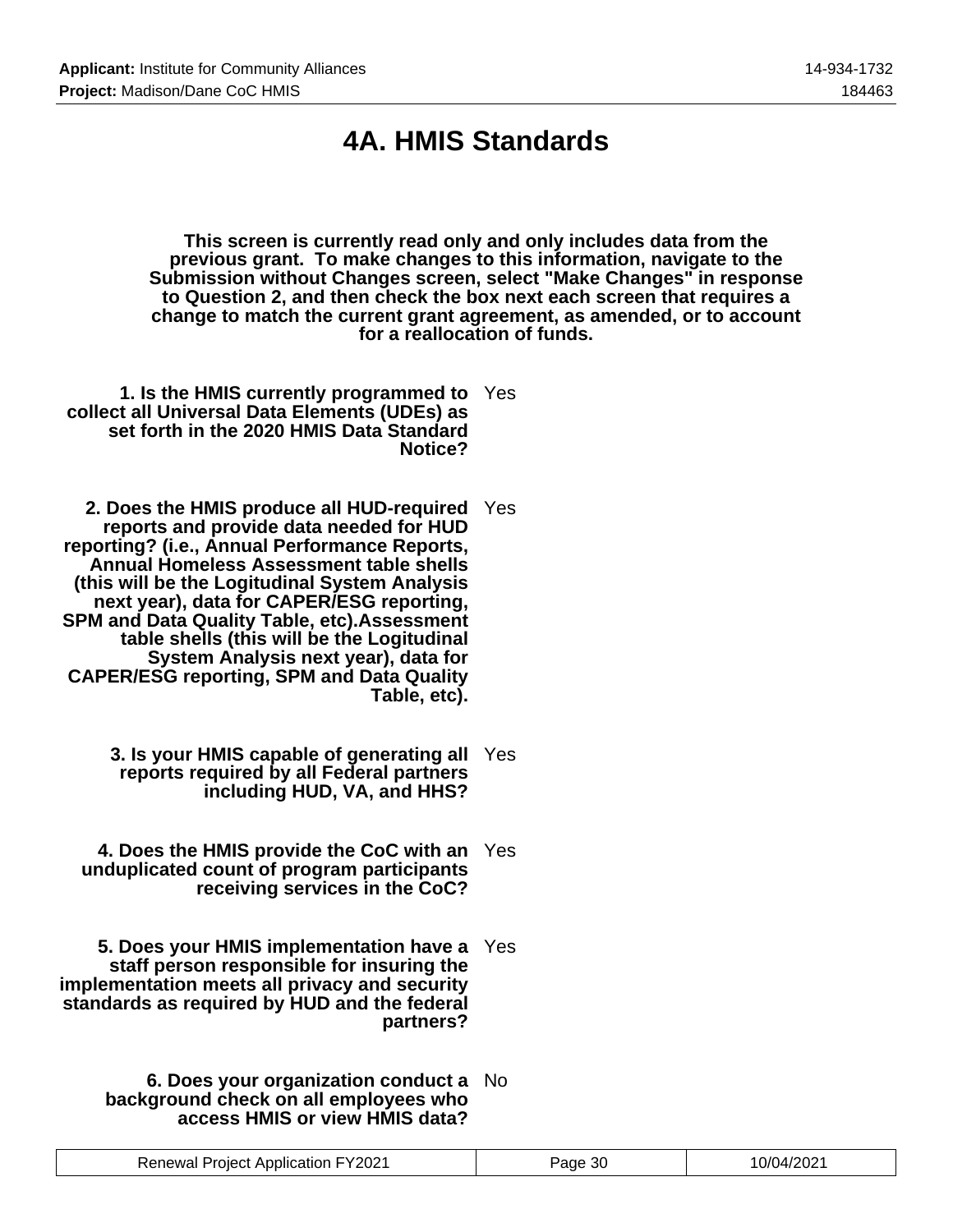# 4A. HMIS Standards

**This screen is currently read only and only includes data from the previous grant. To make changes to this information, navigate to the Submission without Changes screen, select "Make Changes" in response to Question 2, and then check the box next each screen that requires a change to match the current grant agreement, as amended, or to account for a reallocation of funds.**

**1. Is the HMIS currently programmed to collect all Universal Data Elements (UDEs) as set forth in the 2020 HMIS Data Standard Notice?** Yes

**2. Does the HMIS produce all HUD-required reports and provide data needed for HUD reporting? (i.e., Annual Performance Reports, Annual Homeless Assessment table shells (this will be the Logitudinal System Analysis next year), data for CAPER/ESG reporting, SPM and Data Quality Table, etc).Assessment table shells (this will be the Logitudinal System Analysis next year), data for CAPER/ESG reporting, SPM and Data Quality Table, etc).** Yes

**3. Is your HMIS capable of generating all reports required by all Federal partners including HUD, VA, and HHS?** Yes

**4. Does the HMIS provide the CoC with an unduplicated count of program participants receiving services in the CoC?** Yes

**5. Does your HMIS implementation have a staff person responsible for insuring the implementation meets all privacy and security standards as required by HUD and the federal partners?** Yes

**6. Does your organization conduct a background check on all employees who access HMIS or view HMIS data?** No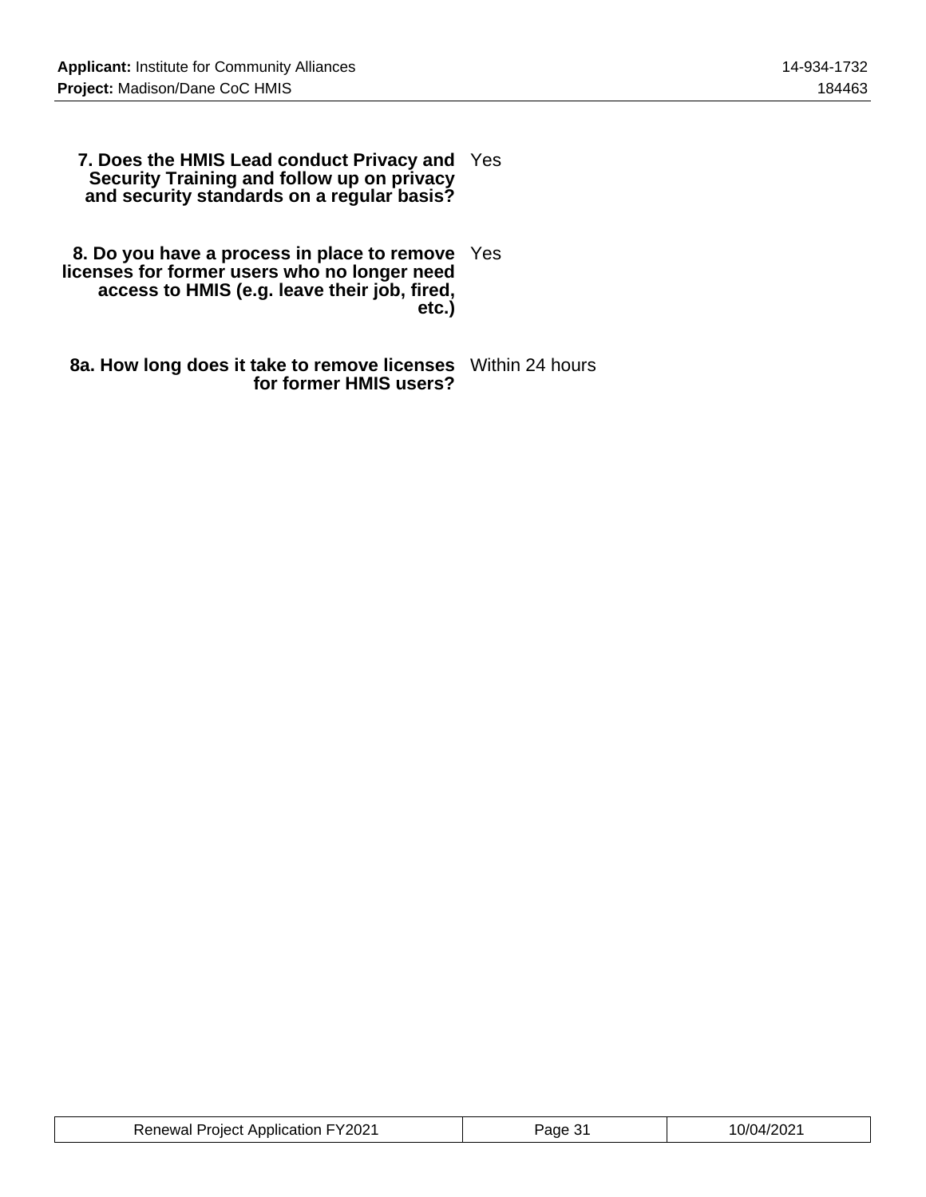| | |
|---|---|
| **7. Does the HMIS Lead conduct Privacy and Security Training and follow up on privacy and security standards on a regular basis?** | Yes |
| **8. Do you have a process in place to remove licenses for former users who no longer need access to HMIS (e.g. leave their job, fired, etc.)** | Yes |
| **8a. How long does it take to remove licenses for former HMIS users?** | Within 24 hours |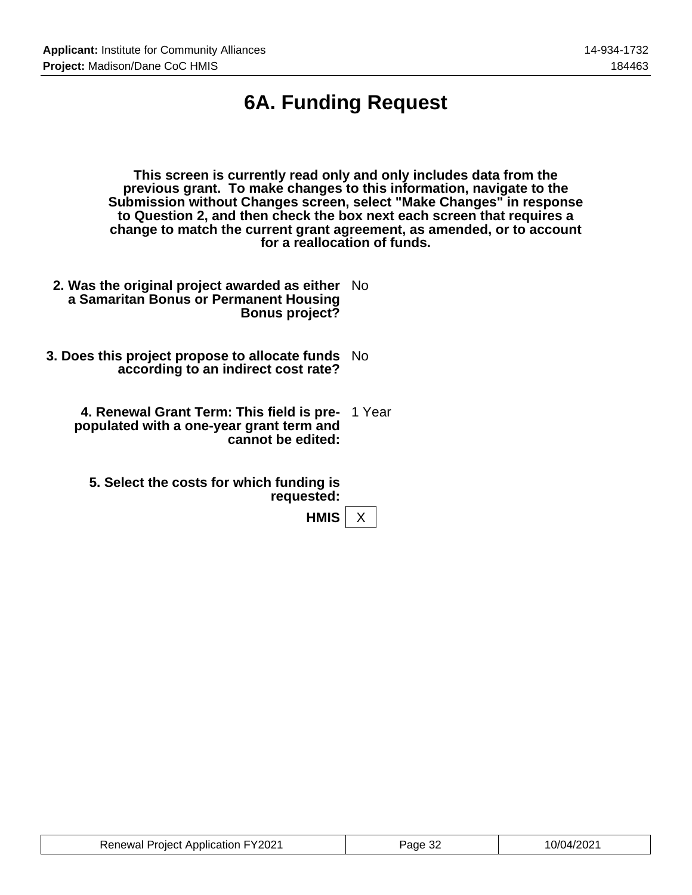# 6A. Funding Request

**This screen is currently read only and only includes data from the previous grant. To make changes to this information, navigate to the Submission without Changes screen, select "Make Changes" in response to Question 2, and then check the box next each screen that requires a change to match the current grant agreement, as amended, or to account for a reallocation of funds.**

**2. Was the original project awarded as either a Samaritan Bonus or Permanent Housing Bonus project?** No

**3. Does this project propose to allocate funds according to an indirect cost rate?** No

**4. Renewal Grant Term: This field is pre-populated with a one-year grant term and cannot be edited:** 1 Year

**5. Select the costs for which funding is requested:**

**HMIS** X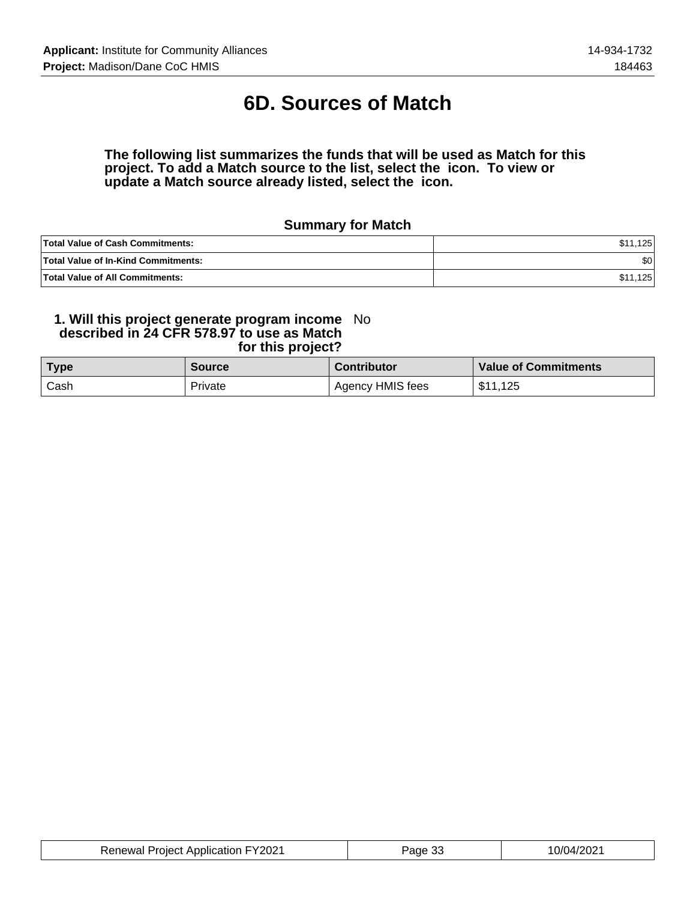# 6D. Sources of Match

**The following list summarizes the funds that will be used as Match for this project. To add a Match source to the list, select the icon. To view or update a Match source already listed, select the icon.**

### Summary for Match

| | |
|---|---|
| **Total Value of Cash Commitments:** | $11,125 |
| **Total Value of In-Kind Commitments:** | $0 |
| **Total Value of All Commitments:** | $11,125 |

**1. Will this project generate program income described in 24 CFR 578.97 to use as Match for this project?** No

| Type | Source | Contributor | Value of Commitments |
|---|---|---|---|
| Cash | Private | Agency HMIS fees | $11,125 |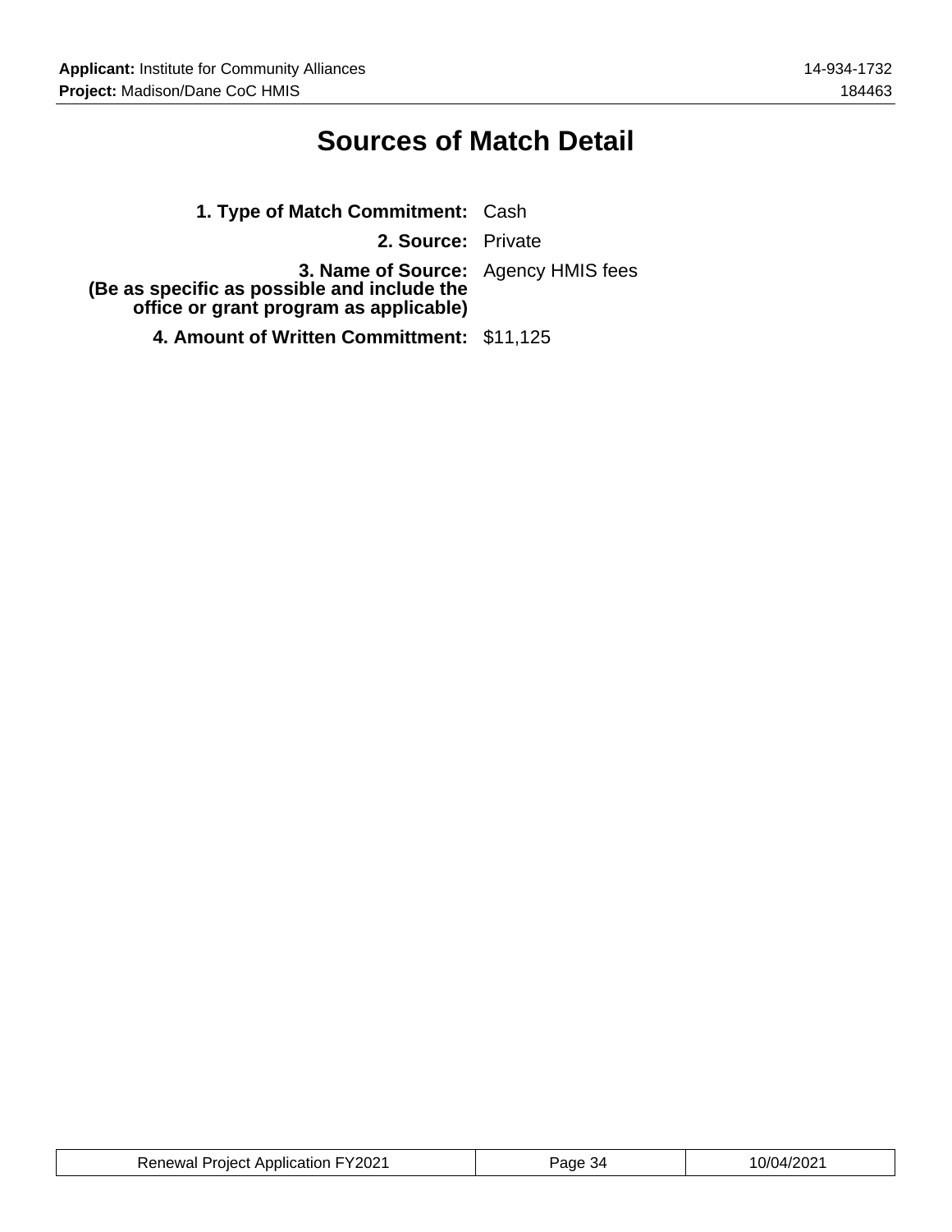# Sources of Match Detail

**1. Type of Match Commitment:** Cash

**2. Source:** Private

**3. Name of Source:**
**(Be as specific as possible and include the office or grant program as applicable)** Agency HMIS fees

**4. Amount of Written Committment:** $11,125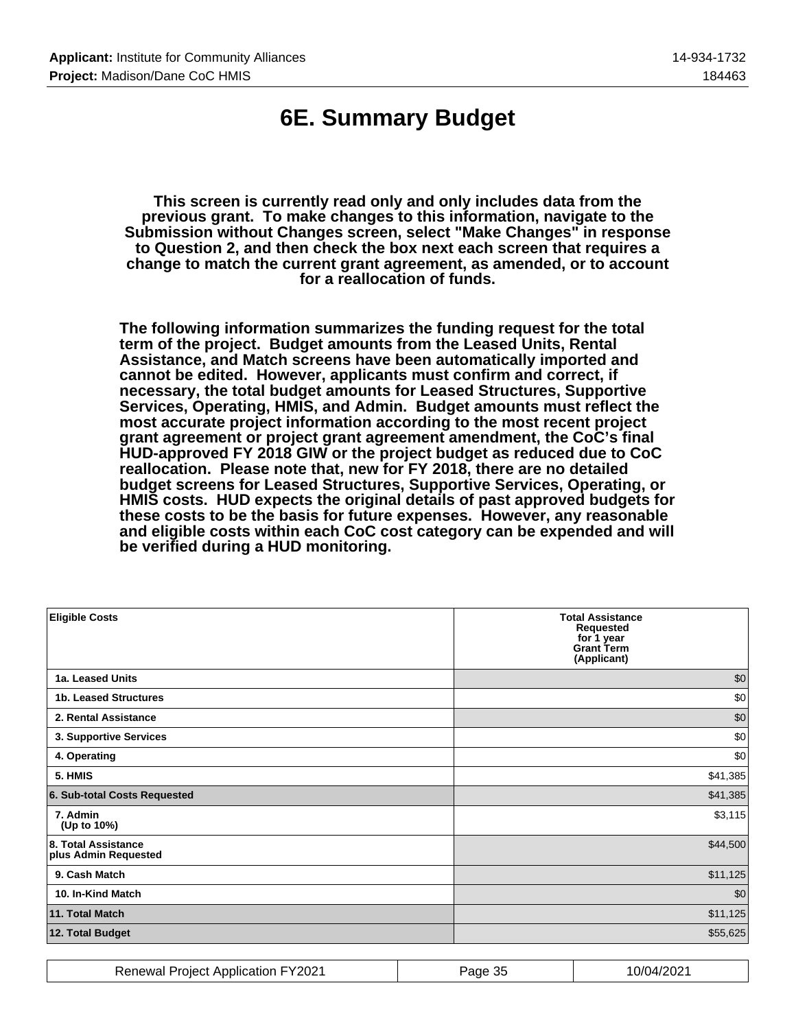# 6E. Summary Budget

**This screen is currently read only and only includes data from the previous grant. To make changes to this information, navigate to the Submission without Changes screen, select "Make Changes" in response to Question 2, and then check the box next each screen that requires a change to match the current grant agreement, as amended, or to account for a reallocation of funds.**

**The following information summarizes the funding request for the total term of the project. Budget amounts from the Leased Units, Rental Assistance, and Match screens have been automatically imported and cannot be edited. However, applicants must confirm and correct, if necessary, the total budget amounts for Leased Structures, Supportive Services, Operating, HMIS, and Admin. Budget amounts must reflect the most accurate project information according to the most recent project grant agreement or project grant agreement amendment, the CoC's final HUD-approved FY 2018 GIW or the project budget as reduced due to CoC reallocation. Please note that, new for FY 2018, there are no detailed budget screens for Leased Structures, Supportive Services, Operating, or HMIS costs. HUD expects the original details of past approved budgets for these costs to be the basis for future expenses. However, any reasonable and eligible costs within each CoC cost category can be expended and will be verified during a HUD monitoring.**

| Eligible Costs | Total Assistance Requested for 1 year Grant Term (Applicant) |
|---|---|
| 1a. Leased Units | $0 |
| 1b. Leased Structures | $0 |
| 2. Rental Assistance | $0 |
| 3. Supportive Services | $0 |
| 4. Operating | $0 |
| 5. HMIS | $41,385 |
| 6. Sub-total Costs Requested | $41,385 |
| 7. Admin (Up to 10%) | $3,115 |
| 8. Total Assistance plus Admin Requested | $44,500 |
| 9. Cash Match | $11,125 |
| 10. In-Kind Match | $0 |
| 11. Total Match | $11,125 |
| 12. Total Budget | $55,625 |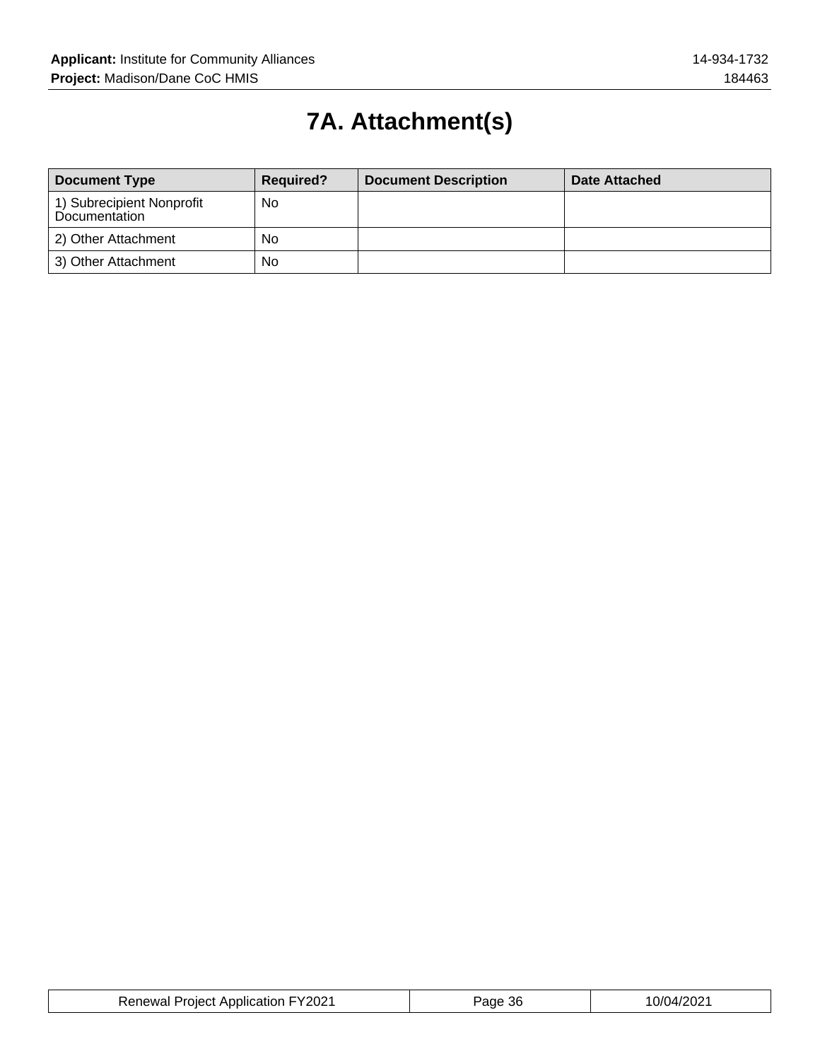# 7A. Attachment(s)

| Document Type | Required? | Document Description | Date Attached |
|---|---|---|---|
| 1) Subrecipient Nonprofit Documentation | No | | |
| 2) Other Attachment | No | | |
| 3) Other Attachment | No | | |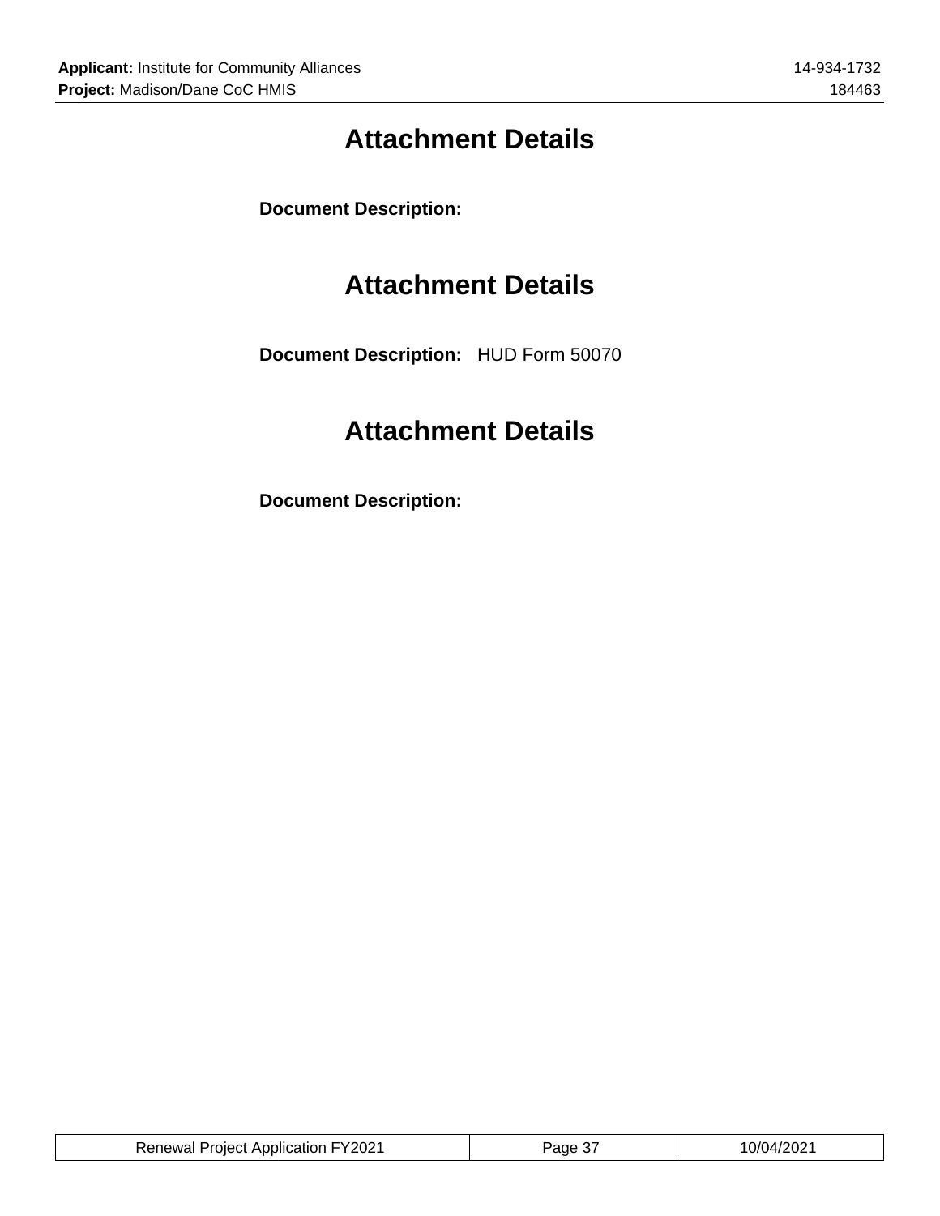# Attachment Details

**Document Description:**

# Attachment Details

**Document Description:** HUD Form 50070

# Attachment Details

**Document Description:**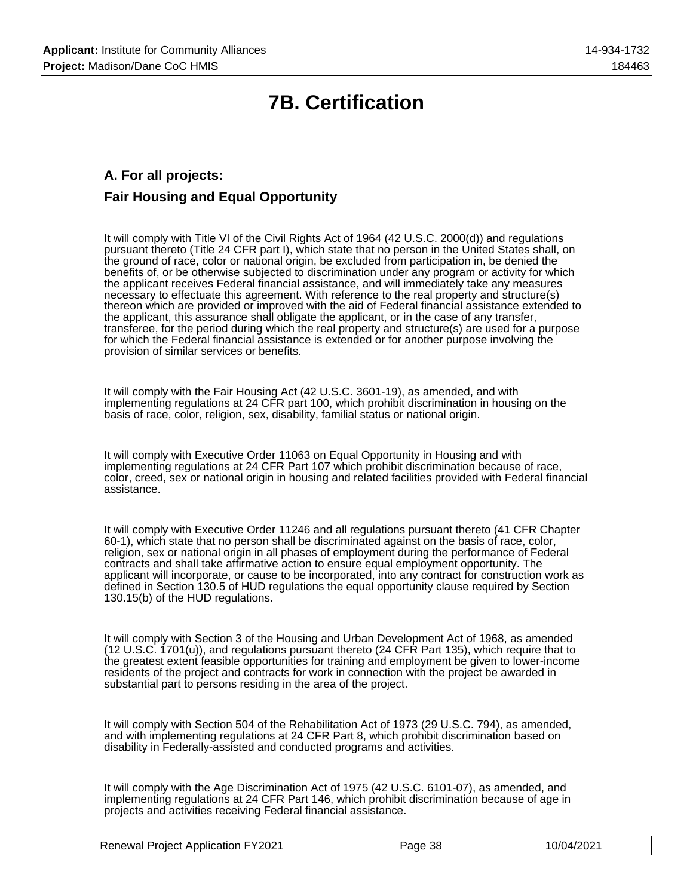# 7B. Certification

## A. For all projects:

## Fair Housing and Equal Opportunity

It will comply with Title VI of the Civil Rights Act of 1964 (42 U.S.C. 2000(d)) and regulations pursuant thereto (Title 24 CFR part I), which state that no person in the United States shall, on the ground of race, color or national origin, be excluded from participation in, be denied the benefits of, or be otherwise subjected to discrimination under any program or activity for which the applicant receives Federal financial assistance, and will immediately take any measures necessary to effectuate this agreement. With reference to the real property and structure(s) thereon which are provided or improved with the aid of Federal financial assistance extended to the applicant, this assurance shall obligate the applicant, or in the case of any transfer, transferee, for the period during which the real property and structure(s) are used for a purpose for which the Federal financial assistance is extended or for another purpose involving the provision of similar services or benefits.

It will comply with the Fair Housing Act (42 U.S.C. 3601-19), as amended, and with implementing regulations at 24 CFR part 100, which prohibit discrimination in housing on the basis of race, color, religion, sex, disability, familial status or national origin.

It will comply with Executive Order 11063 on Equal Opportunity in Housing and with implementing regulations at 24 CFR Part 107 which prohibit discrimination because of race, color, creed, sex or national origin in housing and related facilities provided with Federal financial assistance.

It will comply with Executive Order 11246 and all regulations pursuant thereto (41 CFR Chapter 60-1), which state that no person shall be discriminated against on the basis of race, color, religion, sex or national origin in all phases of employment during the performance of Federal contracts and shall take affirmative action to ensure equal employment opportunity. The applicant will incorporate, or cause to be incorporated, into any contract for construction work as defined in Section 130.5 of HUD regulations the equal opportunity clause required by Section 130.15(b) of the HUD regulations.

It will comply with Section 3 of the Housing and Urban Development Act of 1968, as amended (12 U.S.C. 1701(u)), and regulations pursuant thereto (24 CFR Part 135), which require that to the greatest extent feasible opportunities for training and employment be given to lower-income residents of the project and contracts for work in connection with the project be awarded in substantial part to persons residing in the area of the project.

It will comply with Section 504 of the Rehabilitation Act of 1973 (29 U.S.C. 794), as amended, and with implementing regulations at 24 CFR Part 8, which prohibit discrimination based on disability in Federally-assisted and conducted programs and activities.

It will comply with the Age Discrimination Act of 1975 (42 U.S.C. 6101-07), as amended, and implementing regulations at 24 CFR Part 146, which prohibit discrimination because of age in projects and activities receiving Federal financial assistance.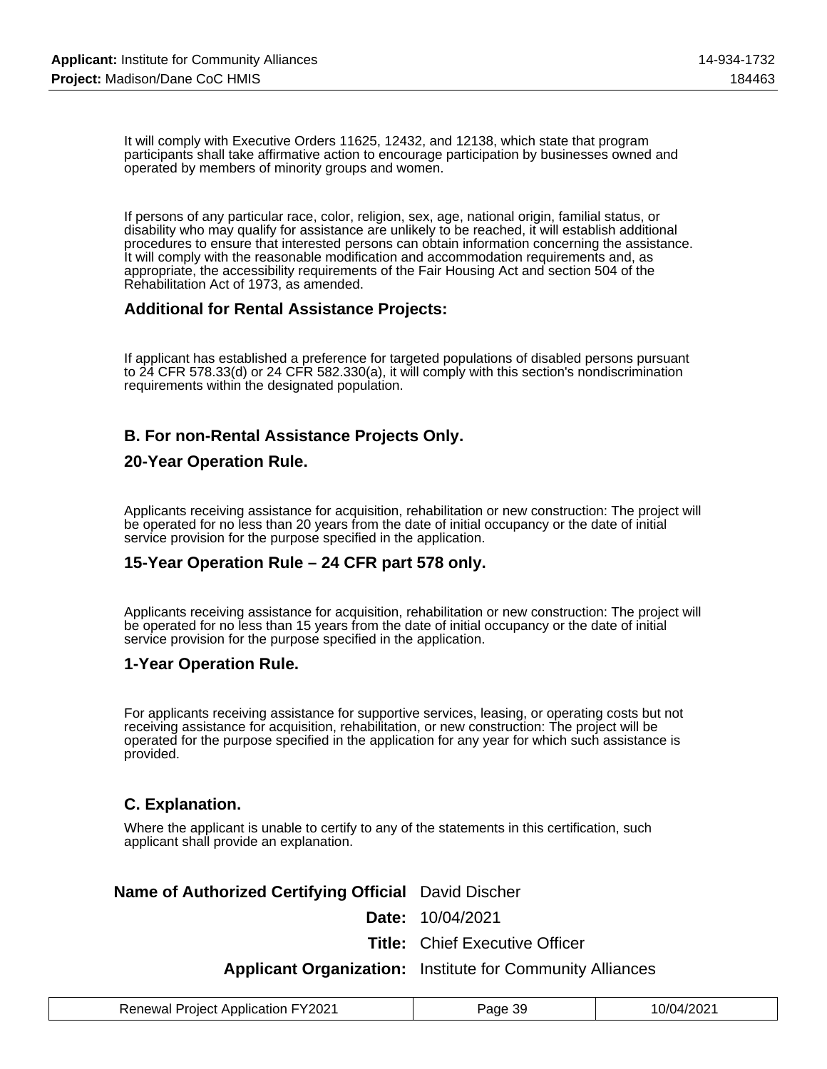It will comply with Executive Orders 11625, 12432, and 12138, which state that program participants shall take affirmative action to encourage participation by businesses owned and operated by members of minority groups and women.

If persons of any particular race, color, religion, sex, age, national origin, familial status, or disability who may qualify for assistance are unlikely to be reached, it will establish additional procedures to ensure that interested persons can obtain information concerning the assistance. It will comply with the reasonable modification and accommodation requirements and, as appropriate, the accessibility requirements of the Fair Housing Act and section 504 of the Rehabilitation Act of 1973, as amended.

### Additional for Rental Assistance Projects:

If applicant has established a preference for targeted populations of disabled persons pursuant to 24 CFR 578.33(d) or 24 CFR 582.330(a), it will comply with this section's nondiscrimination requirements within the designated population.

### B. For non-Rental Assistance Projects Only.

### 20-Year Operation Rule.

Applicants receiving assistance for acquisition, rehabilitation or new construction: The project will be operated for no less than 20 years from the date of initial occupancy or the date of initial service provision for the purpose specified in the application.

### 15-Year Operation Rule – 24 CFR part 578 only.

Applicants receiving assistance for acquisition, rehabilitation or new construction: The project will be operated for no less than 15 years from the date of initial occupancy or the date of initial service provision for the purpose specified in the application.

### 1-Year Operation Rule.

For applicants receiving assistance for supportive services, leasing, or operating costs but not receiving assistance for acquisition, rehabilitation, or new construction: The project will be operated for the purpose specified in the application for any year for which such assistance is provided.

### C. Explanation.

Where the applicant is unable to certify to any of the statements in this certification, such applicant shall provide an explanation.

**Name of Authorized Certifying Official** David Discher

**Date:** 10/04/2021

**Title:** Chief Executive Officer

**Applicant Organization:** Institute for Community Alliances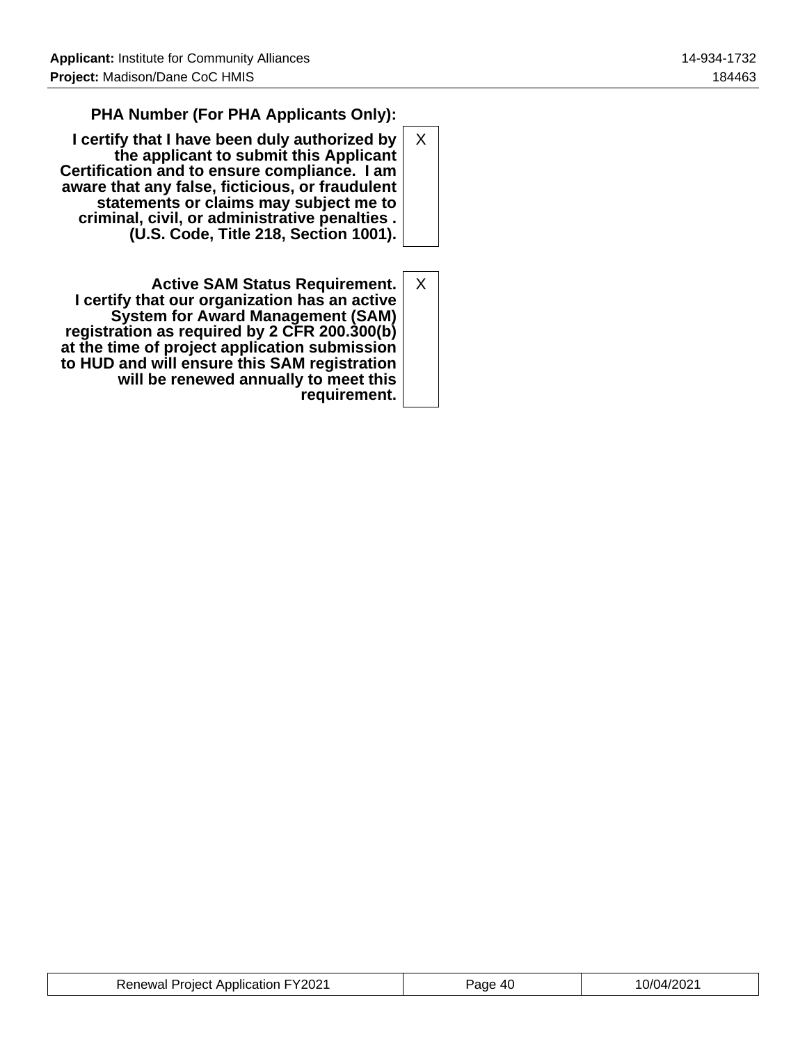| | |
|---|---|
| **PHA Number (For PHA Applicants Only):** | |
| **I certify that I have been duly authorized by the applicant to submit this Applicant Certification and to ensure compliance. I am aware that any false, ficticious, or fraudulent statements or claims may subject me to criminal, civil, or administrative penalties . (U.S. Code, Title 218, Section 1001).** | X |
| **Active SAM Status Requirement. I certify that our organization has an active System for Award Management (SAM) registration as required by 2 CFR 200.300(b) at the time of project application submission to HUD and will ensure this SAM registration will be renewed annually to meet this requirement.** | X |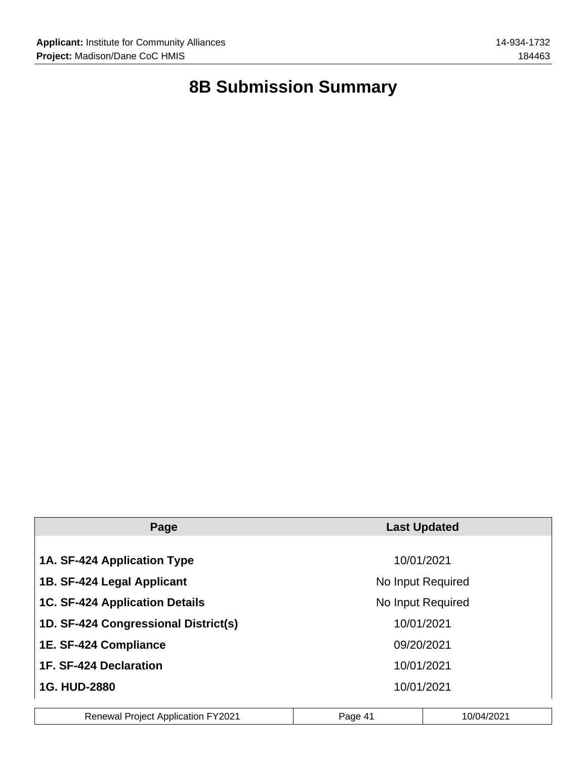# 8B Submission Summary

| Page | Last Updated |
| --- | --- |
| **1A. SF-424 Application Type** | 10/01/2021 |
| **1B. SF-424 Legal Applicant** | No Input Required |
| **1C. SF-424 Application Details** | No Input Required |
| **1D. SF-424 Congressional District(s)** | 10/01/2021 |
| **1E. SF-424 Compliance** | 09/20/2021 |
| **1F. SF-424 Declaration** | 10/01/2021 |
| **1G. HUD-2880** | 10/01/2021 |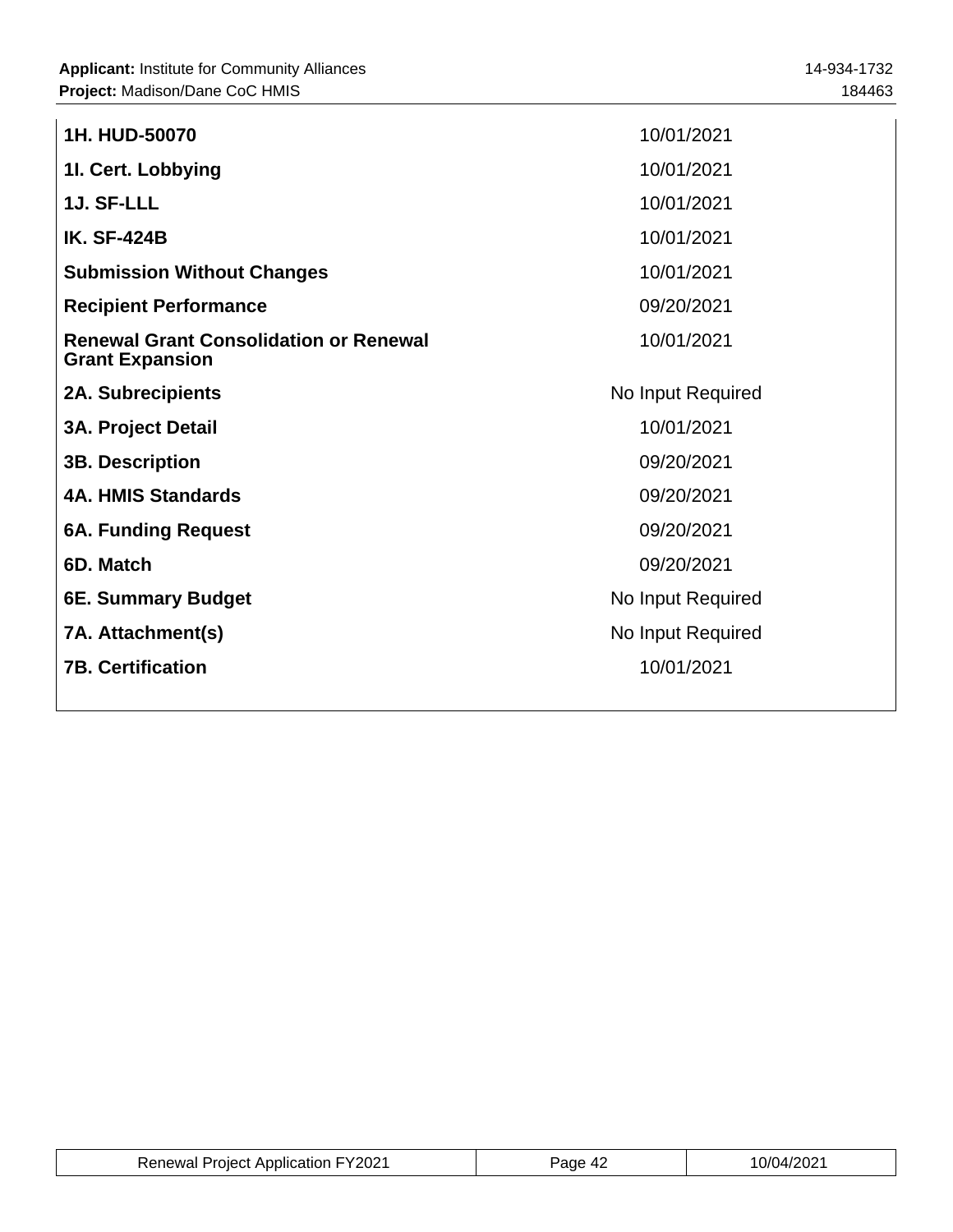| | |
|---|---|
| **1H. HUD-50070** | 10/01/2021 |
| **1I. Cert. Lobbying** | 10/01/2021 |
| **1J. SF-LLL** | 10/01/2021 |
| **IK. SF-424B** | 10/01/2021 |
| **Submission Without Changes** | 10/01/2021 |
| **Recipient Performance** | 09/20/2021 |
| **Renewal Grant Consolidation or Renewal Grant Expansion** | 10/01/2021 |
| **2A. Subrecipients** | No Input Required |
| **3A. Project Detail** | 10/01/2021 |
| **3B. Description** | 09/20/2021 |
| **4A. HMIS Standards** | 09/20/2021 |
| **6A. Funding Request** | 09/20/2021 |
| **6D. Match** | 09/20/2021 |
| **6E. Summary Budget** | No Input Required |
| **7A. Attachment(s)** | No Input Required |
| **7B. Certification** | 10/01/2021 |